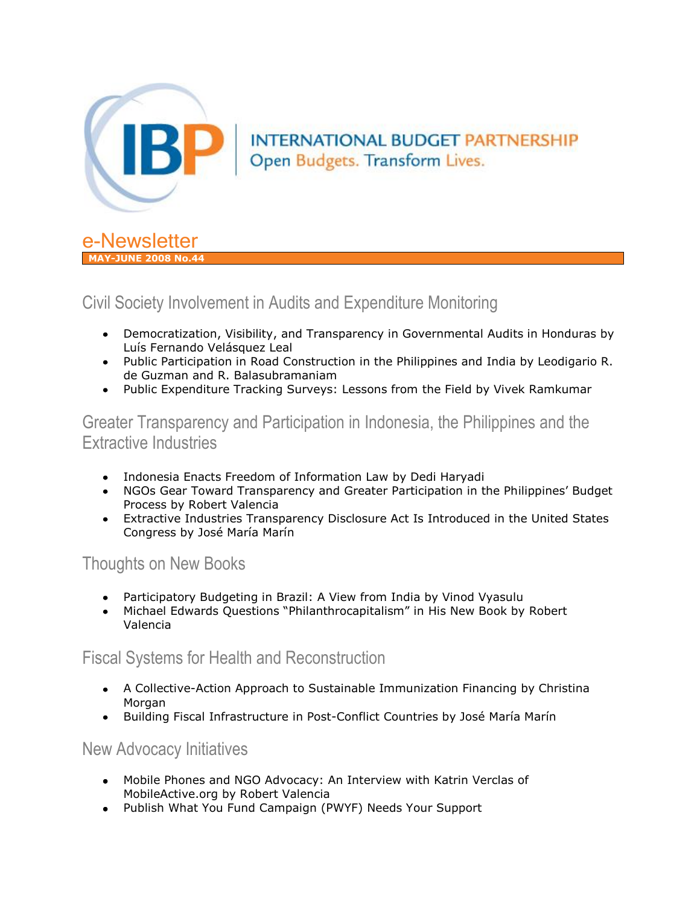INTERNATIONAL BUDGET PARTNERSHIP
Open Budgets. Transform Lives.

# e-Newsletter

**MAY-JUNE 2008 No.44**

## Civil Society Involvement in Audits and Expenditure Monitoring

- Democratization, Visibility, and Transparency in Governmental Audits in Honduras by Luís Fernando Velásquez Leal
- Public Participation in Road Construction in the Philippines and India by Leodigario R. de Guzman and R. Balasubramaniam
- Public Expenditure Tracking Surveys: Lessons from the Field by Vivek Ramkumar

## Greater Transparency and Participation in Indonesia, the Philippines and the Extractive Industries

- Indonesia Enacts Freedom of Information Law by Dedi Haryadi
- NGOs Gear Toward Transparency and Greater Participation in the Philippines' Budget Process by Robert Valencia
- Extractive Industries Transparency Disclosure Act Is Introduced in the United States Congress by José María Marín

## Thoughts on New Books

- Participatory Budgeting in Brazil: A View from India by Vinod Vyasulu
- Michael Edwards Questions "Philanthrocapitalism" in His New Book by Robert Valencia

## Fiscal Systems for Health and Reconstruction

- A Collective-Action Approach to Sustainable Immunization Financing by Christina Morgan
- Building Fiscal Infrastructure in Post-Conflict Countries by José María Marín

## New Advocacy Initiatives

- Mobile Phones and NGO Advocacy: An Interview with Katrin Verclas of MobileActive.org by Robert Valencia
- Publish What You Fund Campaign (PWYF) Needs Your Support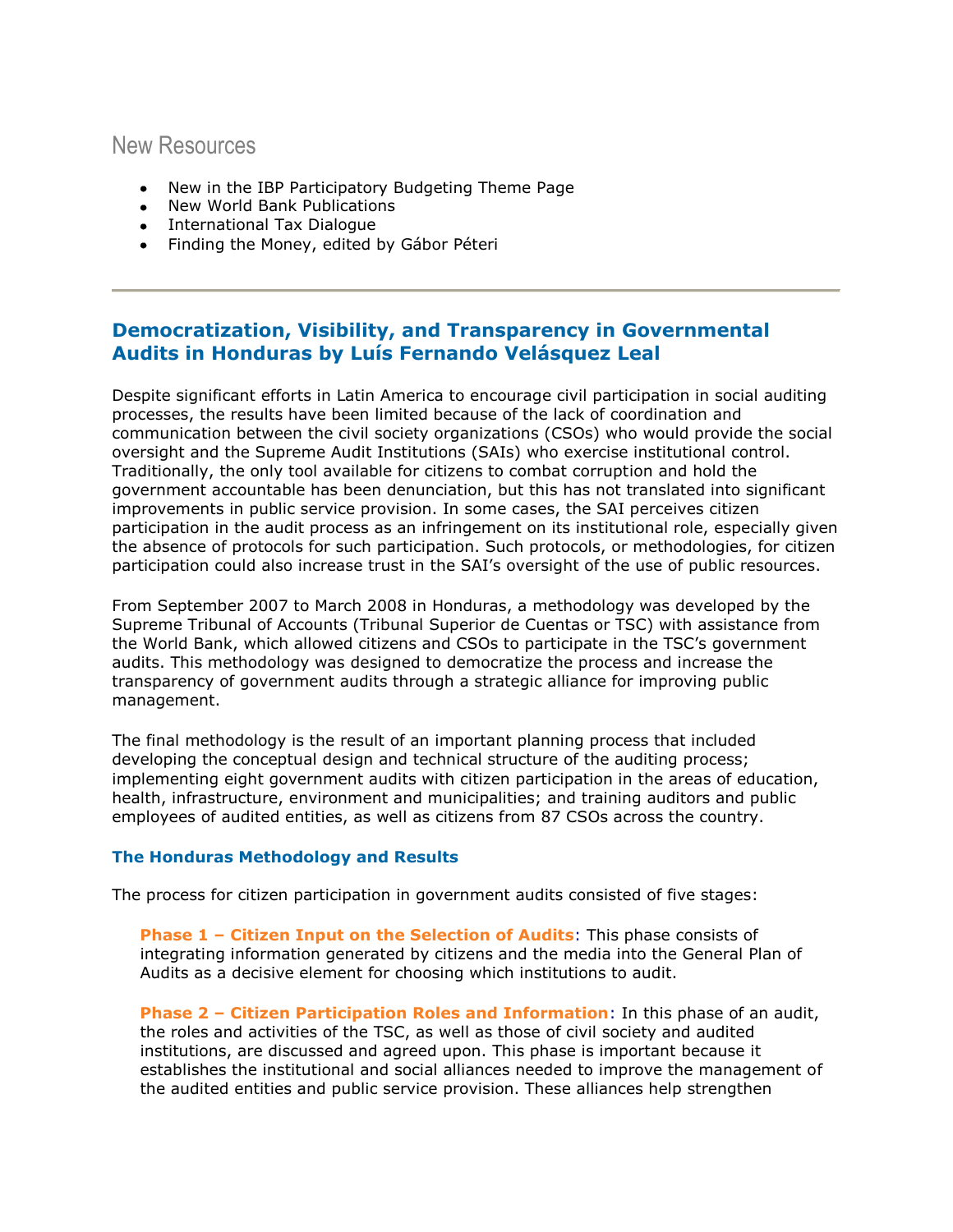## New Resources

- New in the IBP Participatory Budgeting Theme Page
- New World Bank Publications
- International Tax Dialogue
- Finding the Money, edited by Gábor Péteri

---

## Democratization, Visibility, and Transparency in Governmental Audits in Honduras by Luís Fernando Velásquez Leal

Despite significant efforts in Latin America to encourage civil participation in social auditing processes, the results have been limited because of the lack of coordination and communication between the civil society organizations (CSOs) who would provide the social oversight and the Supreme Audit Institutions (SAIs) who exercise institutional control. Traditionally, the only tool available for citizens to combat corruption and hold the government accountable has been denunciation, but this has not translated into significant improvements in public service provision. In some cases, the SAI perceives citizen participation in the audit process as an infringement on its institutional role, especially given the absence of protocols for such participation. Such protocols, or methodologies, for citizen participation could also increase trust in the SAI's oversight of the use of public resources.

From September 2007 to March 2008 in Honduras, a methodology was developed by the Supreme Tribunal of Accounts (Tribunal Superior de Cuentas or TSC) with assistance from the World Bank, which allowed citizens and CSOs to participate in the TSC's government audits. This methodology was designed to democratize the process and increase the transparency of government audits through a strategic alliance for improving public management.

The final methodology is the result of an important planning process that included developing the conceptual design and technical structure of the auditing process; implementing eight government audits with citizen participation in the areas of education, health, infrastructure, environment and municipalities; and training auditors and public employees of audited entities, as well as citizens from 87 CSOs across the country.

### The Honduras Methodology and Results

The process for citizen participation in government audits consisted of five stages:

**Phase 1 – Citizen Input on the Selection of Audits**: This phase consists of integrating information generated by citizens and the media into the General Plan of Audits as a decisive element for choosing which institutions to audit.

**Phase 2 – Citizen Participation Roles and Information**: In this phase of an audit, the roles and activities of the TSC, as well as those of civil society and audited institutions, are discussed and agreed upon. This phase is important because it establishes the institutional and social alliances needed to improve the management of the audited entities and public service provision. These alliances help strengthen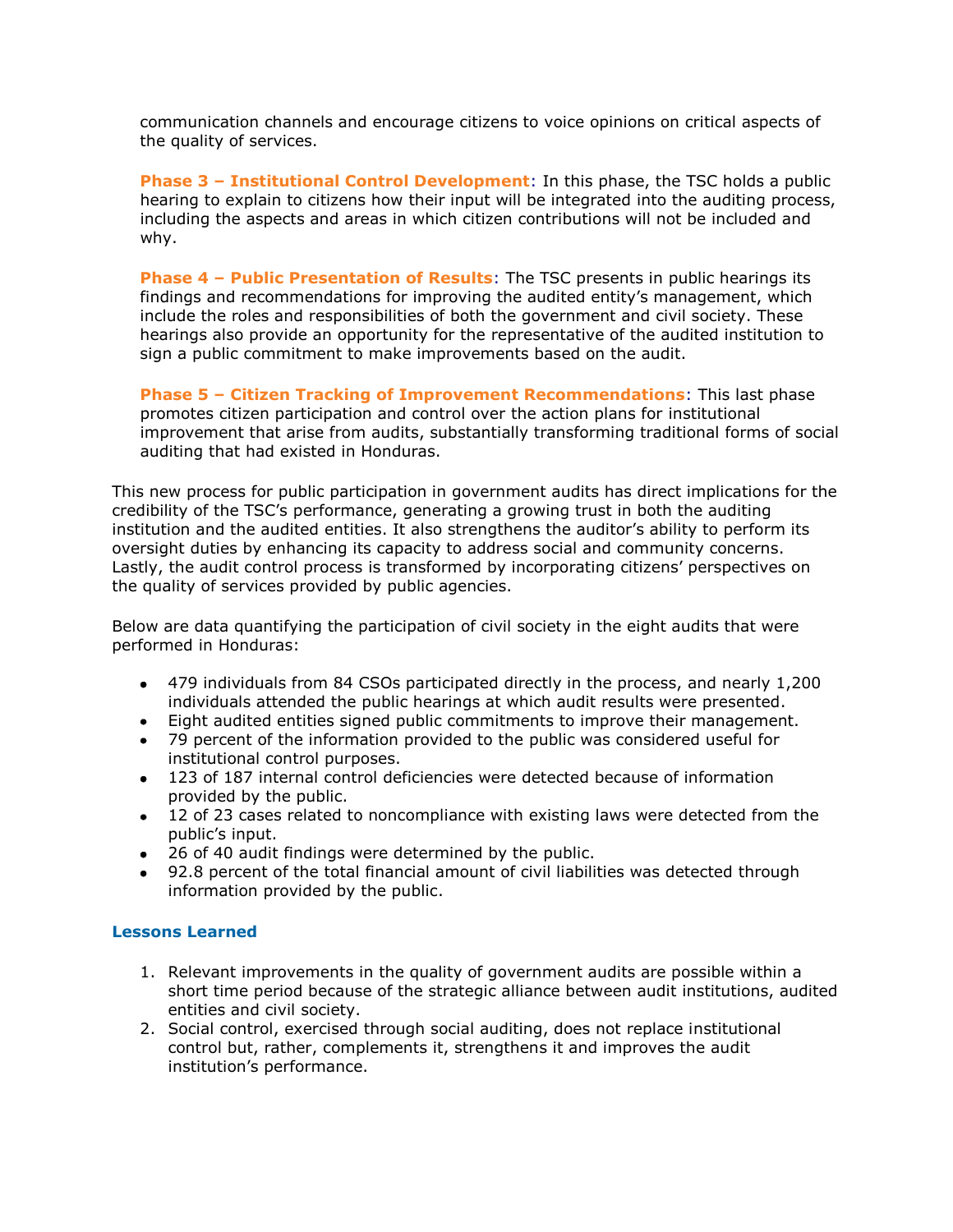communication channels and encourage citizens to voice opinions on critical aspects of the quality of services.

**Phase 3 – Institutional Control Development**: In this phase, the TSC holds a public hearing to explain to citizens how their input will be integrated into the auditing process, including the aspects and areas in which citizen contributions will not be included and why.

**Phase 4 – Public Presentation of Results**: The TSC presents in public hearings its findings and recommendations for improving the audited entity's management, which include the roles and responsibilities of both the government and civil society. These hearings also provide an opportunity for the representative of the audited institution to sign a public commitment to make improvements based on the audit.

**Phase 5 – Citizen Tracking of Improvement Recommendations**: This last phase promotes citizen participation and control over the action plans for institutional improvement that arise from audits, substantially transforming traditional forms of social auditing that had existed in Honduras.

This new process for public participation in government audits has direct implications for the credibility of the TSC's performance, generating a growing trust in both the auditing institution and the audited entities. It also strengthens the auditor's ability to perform its oversight duties by enhancing its capacity to address social and community concerns. Lastly, the audit control process is transformed by incorporating citizens' perspectives on the quality of services provided by public agencies.

Below are data quantifying the participation of civil society in the eight audits that were performed in Honduras:

- 479 individuals from 84 CSOs participated directly in the process, and nearly 1,200 individuals attended the public hearings at which audit results were presented.
- Eight audited entities signed public commitments to improve their management.
- 79 percent of the information provided to the public was considered useful for institutional control purposes.
- 123 of 187 internal control deficiencies were detected because of information provided by the public.
- 12 of 23 cases related to noncompliance with existing laws were detected from the public's input.
- 26 of 40 audit findings were determined by the public.
- 92.8 percent of the total financial amount of civil liabilities was detected through information provided by the public.

### Lessons Learned

1. Relevant improvements in the quality of government audits are possible within a short time period because of the strategic alliance between audit institutions, audited entities and civil society.
2. Social control, exercised through social auditing, does not replace institutional control but, rather, complements it, strengthens it and improves the audit institution's performance.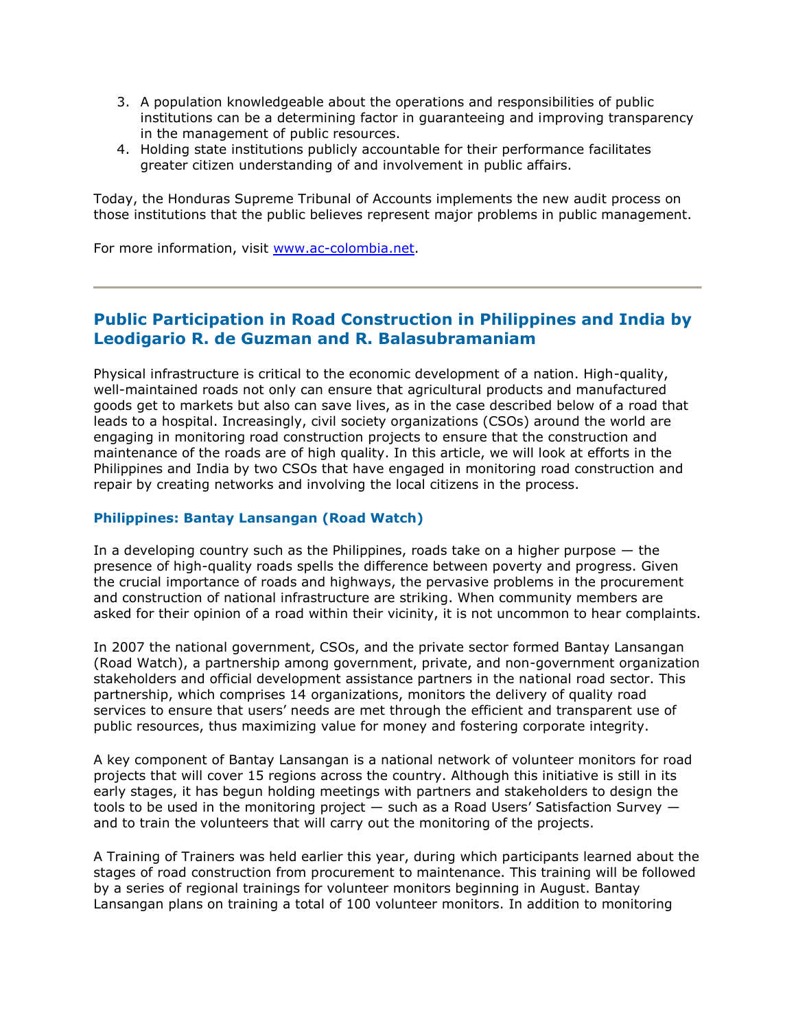3. A population knowledgeable about the operations and responsibilities of public institutions can be a determining factor in guaranteeing and improving transparency in the management of public resources.
4. Holding state institutions publicly accountable for their performance facilitates greater citizen understanding of and involvement in public affairs.

Today, the Honduras Supreme Tribunal of Accounts implements the new audit process on those institutions that the public believes represent major problems in public management.

For more information, visit [www.ac-colombia.net](www.ac-colombia.net).

---

## Public Participation in Road Construction in Philippines and India by Leodigario R. de Guzman and R. Balasubramaniam

Physical infrastructure is critical to the economic development of a nation. High-quality, well-maintained roads not only can ensure that agricultural products and manufactured goods get to markets but also can save lives, as in the case described below of a road that leads to a hospital. Increasingly, civil society organizations (CSOs) around the world are engaging in monitoring road construction projects to ensure that the construction and maintenance of the roads are of high quality. In this article, we will look at efforts in the Philippines and India by two CSOs that have engaged in monitoring road construction and repair by creating networks and involving the local citizens in the process.

### Philippines: Bantay Lansangan (Road Watch)

In a developing country such as the Philippines, roads take on a higher purpose — the presence of high-quality roads spells the difference between poverty and progress. Given the crucial importance of roads and highways, the pervasive problems in the procurement and construction of national infrastructure are striking. When community members are asked for their opinion of a road within their vicinity, it is not uncommon to hear complaints.

In 2007 the national government, CSOs, and the private sector formed Bantay Lansangan (Road Watch), a partnership among government, private, and non-government organization stakeholders and official development assistance partners in the national road sector. This partnership, which comprises 14 organizations, monitors the delivery of quality road services to ensure that users' needs are met through the efficient and transparent use of public resources, thus maximizing value for money and fostering corporate integrity.

A key component of Bantay Lansangan is a national network of volunteer monitors for road projects that will cover 15 regions across the country. Although this initiative is still in its early stages, it has begun holding meetings with partners and stakeholders to design the tools to be used in the monitoring project — such as a Road Users' Satisfaction Survey — and to train the volunteers that will carry out the monitoring of the projects.

A Training of Trainers was held earlier this year, during which participants learned about the stages of road construction from procurement to maintenance. This training will be followed by a series of regional trainings for volunteer monitors beginning in August. Bantay Lansangan plans on training a total of 100 volunteer monitors. In addition to monitoring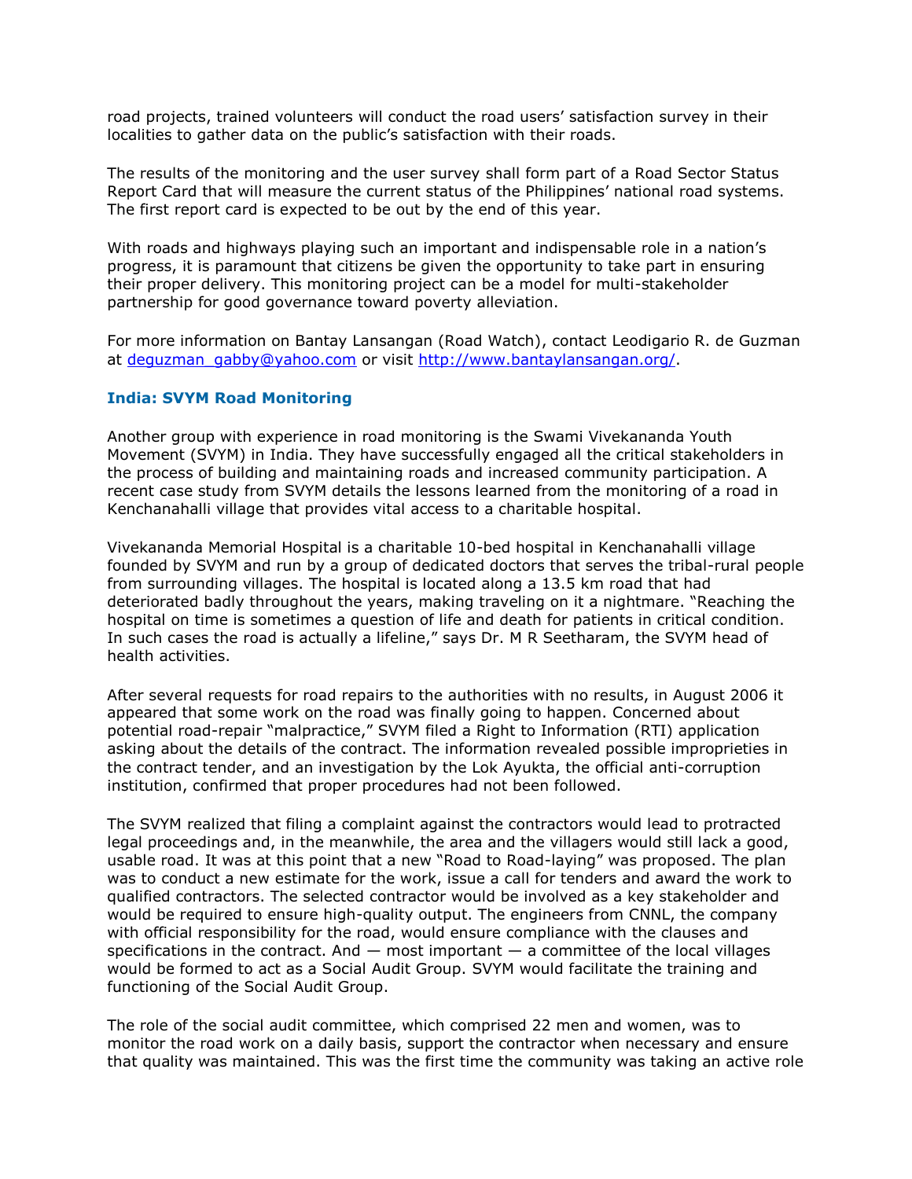road projects, trained volunteers will conduct the road users' satisfaction survey in their localities to gather data on the public's satisfaction with their roads.

The results of the monitoring and the user survey shall form part of a Road Sector Status Report Card that will measure the current status of the Philippines' national road systems. The first report card is expected to be out by the end of this year.

With roads and highways playing such an important and indispensable role in a nation's progress, it is paramount that citizens be given the opportunity to take part in ensuring their proper delivery. This monitoring project can be a model for multi-stakeholder partnership for good governance toward poverty alleviation.

For more information on Bantay Lansangan (Road Watch), contact Leodigario R. de Guzman at deguzman_gabby@yahoo.com or visit http://www.bantaylansangan.org/.

### India: SVYM Road Monitoring

Another group with experience in road monitoring is the Swami Vivekananda Youth Movement (SVYM) in India. They have successfully engaged all the critical stakeholders in the process of building and maintaining roads and increased community participation. A recent case study from SVYM details the lessons learned from the monitoring of a road in Kenchanahalli village that provides vital access to a charitable hospital.

Vivekananda Memorial Hospital is a charitable 10-bed hospital in Kenchanahalli village founded by SVYM and run by a group of dedicated doctors that serves the tribal-rural people from surrounding villages. The hospital is located along a 13.5 km road that had deteriorated badly throughout the years, making traveling on it a nightmare. "Reaching the hospital on time is sometimes a question of life and death for patients in critical condition. In such cases the road is actually a lifeline," says Dr. M R Seetharam, the SVYM head of health activities.

After several requests for road repairs to the authorities with no results, in August 2006 it appeared that some work on the road was finally going to happen. Concerned about potential road-repair "malpractice," SVYM filed a Right to Information (RTI) application asking about the details of the contract. The information revealed possible improprieties in the contract tender, and an investigation by the Lok Ayukta, the official anti-corruption institution, confirmed that proper procedures had not been followed.

The SVYM realized that filing a complaint against the contractors would lead to protracted legal proceedings and, in the meanwhile, the area and the villagers would still lack a good, usable road. It was at this point that a new "Road to Road-laying" was proposed. The plan was to conduct a new estimate for the work, issue a call for tenders and award the work to qualified contractors. The selected contractor would be involved as a key stakeholder and would be required to ensure high-quality output. The engineers from CNNL, the company with official responsibility for the road, would ensure compliance with the clauses and specifications in the contract. And — most important — a committee of the local villages would be formed to act as a Social Audit Group. SVYM would facilitate the training and functioning of the Social Audit Group.

The role of the social audit committee, which comprised 22 men and women, was to monitor the road work on a daily basis, support the contractor when necessary and ensure that quality was maintained. This was the first time the community was taking an active role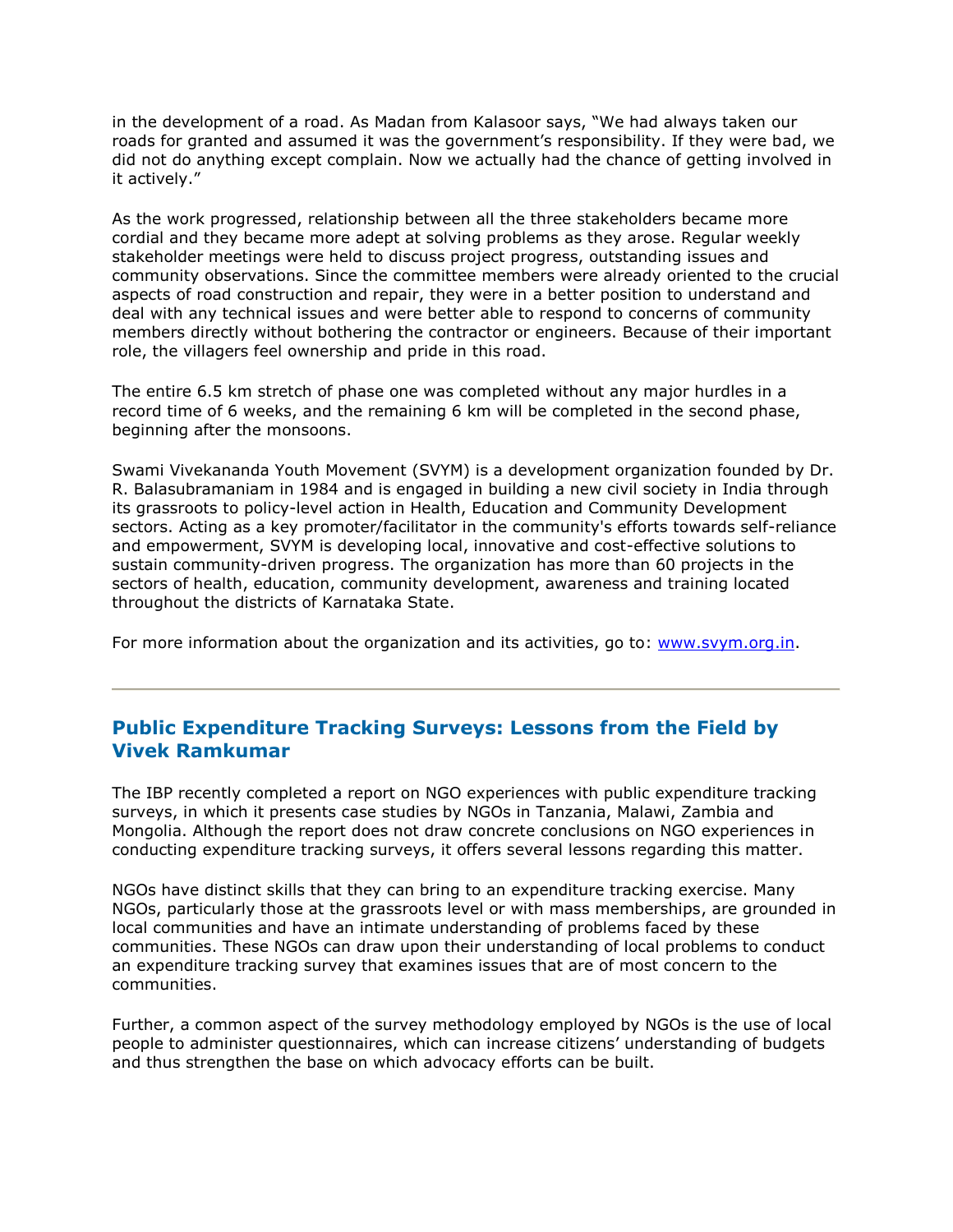in the development of a road. As Madan from Kalasoor says, "We had always taken our roads for granted and assumed it was the government's responsibility. If they were bad, we did not do anything except complain. Now we actually had the chance of getting involved in it actively."

As the work progressed, relationship between all the three stakeholders became more cordial and they became more adept at solving problems as they arose. Regular weekly stakeholder meetings were held to discuss project progress, outstanding issues and community observations. Since the committee members were already oriented to the crucial aspects of road construction and repair, they were in a better position to understand and deal with any technical issues and were better able to respond to concerns of community members directly without bothering the contractor or engineers. Because of their important role, the villagers feel ownership and pride in this road.

The entire 6.5 km stretch of phase one was completed without any major hurdles in a record time of 6 weeks, and the remaining 6 km will be completed in the second phase, beginning after the monsoons.

Swami Vivekananda Youth Movement (SVYM) is a development organization founded by Dr. R. Balasubramaniam in 1984 and is engaged in building a new civil society in India through its grassroots to policy-level action in Health, Education and Community Development sectors. Acting as a key promoter/facilitator in the community's efforts towards self-reliance and empowerment, SVYM is developing local, innovative and cost-effective solutions to sustain community-driven progress. The organization has more than 60 projects in the sectors of health, education, community development, awareness and training located throughout the districts of Karnataka State.

For more information about the organization and its activities, go to: [www.svym.org.in](http://www.svym.org.in).

---

## Public Expenditure Tracking Surveys: Lessons from the Field by Vivek Ramkumar

The IBP recently completed a report on NGO experiences with public expenditure tracking surveys, in which it presents case studies by NGOs in Tanzania, Malawi, Zambia and Mongolia. Although the report does not draw concrete conclusions on NGO experiences in conducting expenditure tracking surveys, it offers several lessons regarding this matter.

NGOs have distinct skills that they can bring to an expenditure tracking exercise. Many NGOs, particularly those at the grassroots level or with mass memberships, are grounded in local communities and have an intimate understanding of problems faced by these communities. These NGOs can draw upon their understanding of local problems to conduct an expenditure tracking survey that examines issues that are of most concern to the communities.

Further, a common aspect of the survey methodology employed by NGOs is the use of local people to administer questionnaires, which can increase citizens' understanding of budgets and thus strengthen the base on which advocacy efforts can be built.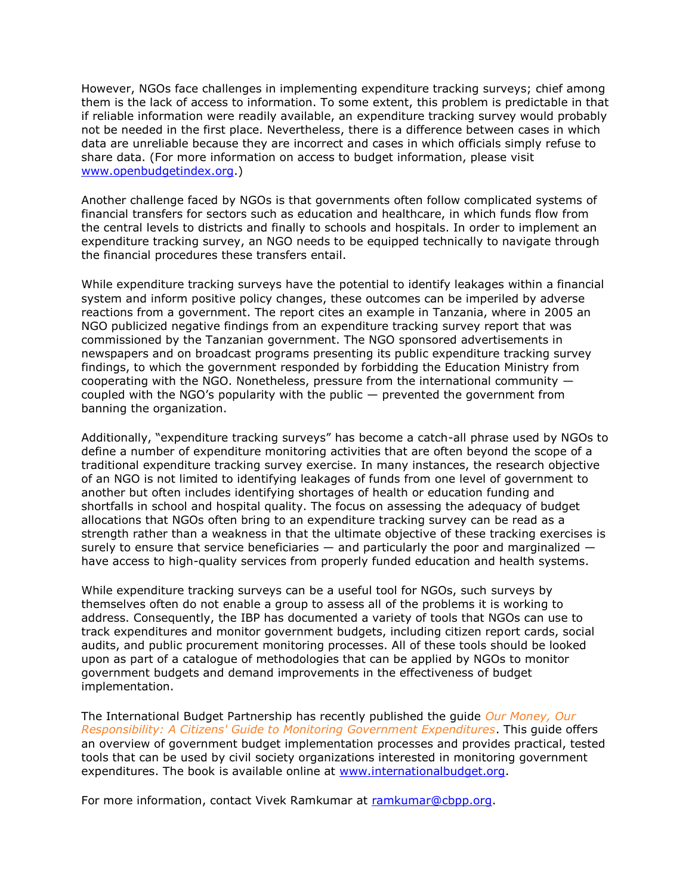However, NGOs face challenges in implementing expenditure tracking surveys; chief among them is the lack of access to information. To some extent, this problem is predictable in that if reliable information were readily available, an expenditure tracking survey would probably not be needed in the first place. Nevertheless, there is a difference between cases in which data are unreliable because they are incorrect and cases in which officials simply refuse to share data. (For more information on access to budget information, please visit [www.openbudgetindex.org](http://www.openbudgetindex.org).)

Another challenge faced by NGOs is that governments often follow complicated systems of financial transfers for sectors such as education and healthcare, in which funds flow from the central levels to districts and finally to schools and hospitals. In order to implement an expenditure tracking survey, an NGO needs to be equipped technically to navigate through the financial procedures these transfers entail.

While expenditure tracking surveys have the potential to identify leakages within a financial system and inform positive policy changes, these outcomes can be imperiled by adverse reactions from a government. The report cites an example in Tanzania, where in 2005 an NGO publicized negative findings from an expenditure tracking survey report that was commissioned by the Tanzanian government. The NGO sponsored advertisements in newspapers and on broadcast programs presenting its public expenditure tracking survey findings, to which the government responded by forbidding the Education Ministry from cooperating with the NGO. Nonetheless, pressure from the international community — coupled with the NGO's popularity with the public — prevented the government from banning the organization.

Additionally, "expenditure tracking surveys" has become a catch-all phrase used by NGOs to define a number of expenditure monitoring activities that are often beyond the scope of a traditional expenditure tracking survey exercise. In many instances, the research objective of an NGO is not limited to identifying leakages of funds from one level of government to another but often includes identifying shortages of health or education funding and shortfalls in school and hospital quality. The focus on assessing the adequacy of budget allocations that NGOs often bring to an expenditure tracking survey can be read as a strength rather than a weakness in that the ultimate objective of these tracking exercises is surely to ensure that service beneficiaries — and particularly the poor and marginalized — have access to high-quality services from properly funded education and health systems.

While expenditure tracking surveys can be a useful tool for NGOs, such surveys by themselves often do not enable a group to assess all of the problems it is working to address. Consequently, the IBP has documented a variety of tools that NGOs can use to track expenditures and monitor government budgets, including citizen report cards, social audits, and public procurement monitoring processes. All of these tools should be looked upon as part of a catalogue of methodologies that can be applied by NGOs to monitor government budgets and demand improvements in the effectiveness of budget implementation.

The International Budget Partnership has recently published the guide *Our Money, Our Responsibility: A Citizens' Guide to Monitoring Government Expenditures*. This guide offers an overview of government budget implementation processes and provides practical, tested tools that can be used by civil society organizations interested in monitoring government expenditures. The book is available online at [www.internationalbudget.org](http://www.internationalbudget.org).

For more information, contact Vivek Ramkumar at [ramkumar@cbpp.org](mailto:ramkumar@cbpp.org).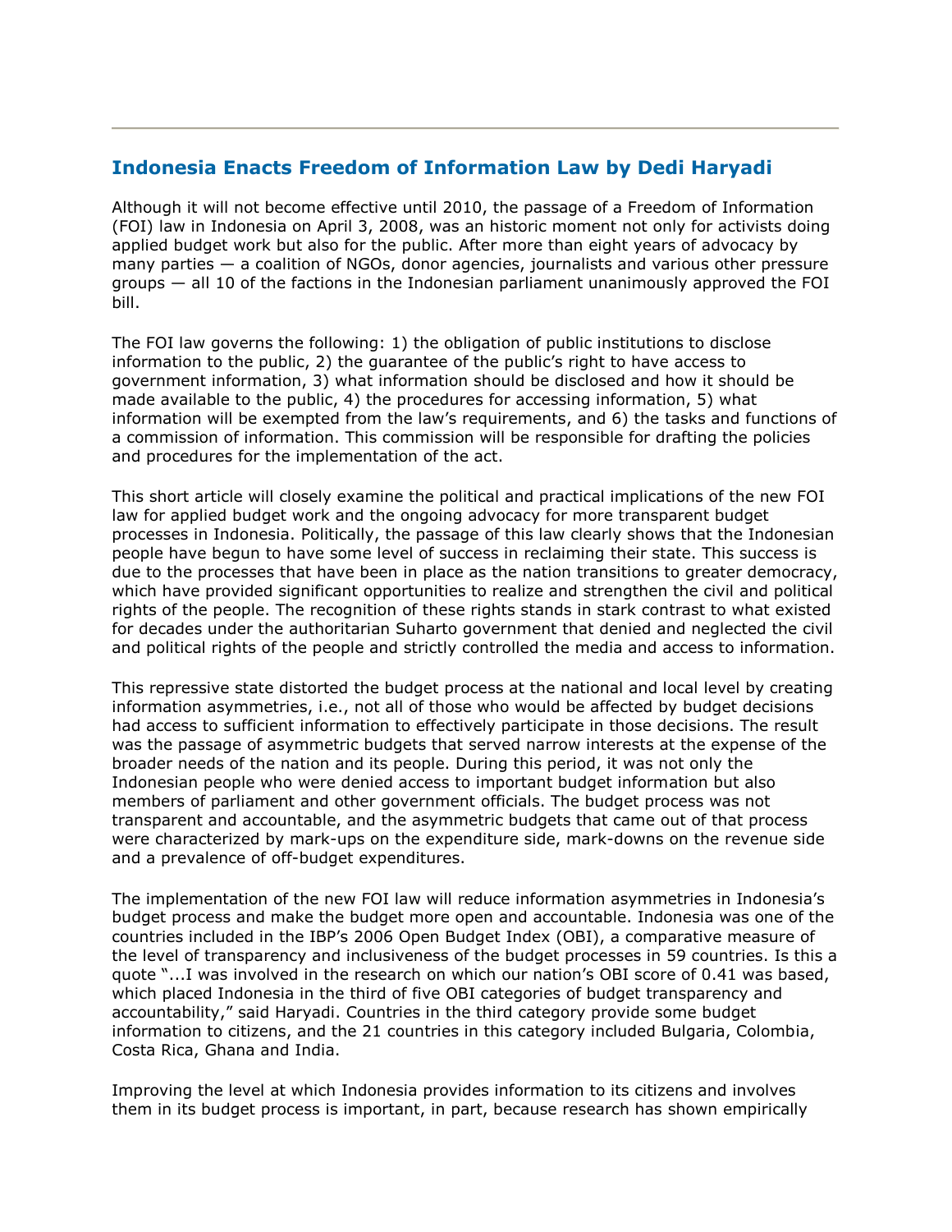## Indonesia Enacts Freedom of Information Law by Dedi Haryadi

Although it will not become effective until 2010, the passage of a Freedom of Information (FOI) law in Indonesia on April 3, 2008, was an historic moment not only for activists doing applied budget work but also for the public. After more than eight years of advocacy by many parties — a coalition of NGOs, donor agencies, journalists and various other pressure groups — all 10 of the factions in the Indonesian parliament unanimously approved the FOI bill.

The FOI law governs the following: 1) the obligation of public institutions to disclose information to the public, 2) the guarantee of the public's right to have access to government information, 3) what information should be disclosed and how it should be made available to the public, 4) the procedures for accessing information, 5) what information will be exempted from the law's requirements, and 6) the tasks and functions of a commission of information. This commission will be responsible for drafting the policies and procedures for the implementation of the act.

This short article will closely examine the political and practical implications of the new FOI law for applied budget work and the ongoing advocacy for more transparent budget processes in Indonesia. Politically, the passage of this law clearly shows that the Indonesian people have begun to have some level of success in reclaiming their state. This success is due to the processes that have been in place as the nation transitions to greater democracy, which have provided significant opportunities to realize and strengthen the civil and political rights of the people. The recognition of these rights stands in stark contrast to what existed for decades under the authoritarian Suharto government that denied and neglected the civil and political rights of the people and strictly controlled the media and access to information.

This repressive state distorted the budget process at the national and local level by creating information asymmetries, i.e., not all of those who would be affected by budget decisions had access to sufficient information to effectively participate in those decisions. The result was the passage of asymmetric budgets that served narrow interests at the expense of the broader needs of the nation and its people. During this period, it was not only the Indonesian people who were denied access to important budget information but also members of parliament and other government officials. The budget process was not transparent and accountable, and the asymmetric budgets that came out of that process were characterized by mark-ups on the expenditure side, mark-downs on the revenue side and a prevalence of off-budget expenditures.

The implementation of the new FOI law will reduce information asymmetries in Indonesia's budget process and make the budget more open and accountable. Indonesia was one of the countries included in the IBP's 2006 Open Budget Index (OBI), a comparative measure of the level of transparency and inclusiveness of the budget processes in 59 countries. Is this a quote "...I was involved in the research on which our nation's OBI score of 0.41 was based, which placed Indonesia in the third of five OBI categories of budget transparency and accountability," said Haryadi. Countries in the third category provide some budget information to citizens, and the 21 countries in this category included Bulgaria, Colombia, Costa Rica, Ghana and India.

Improving the level at which Indonesia provides information to its citizens and involves them in its budget process is important, in part, because research has shown empirically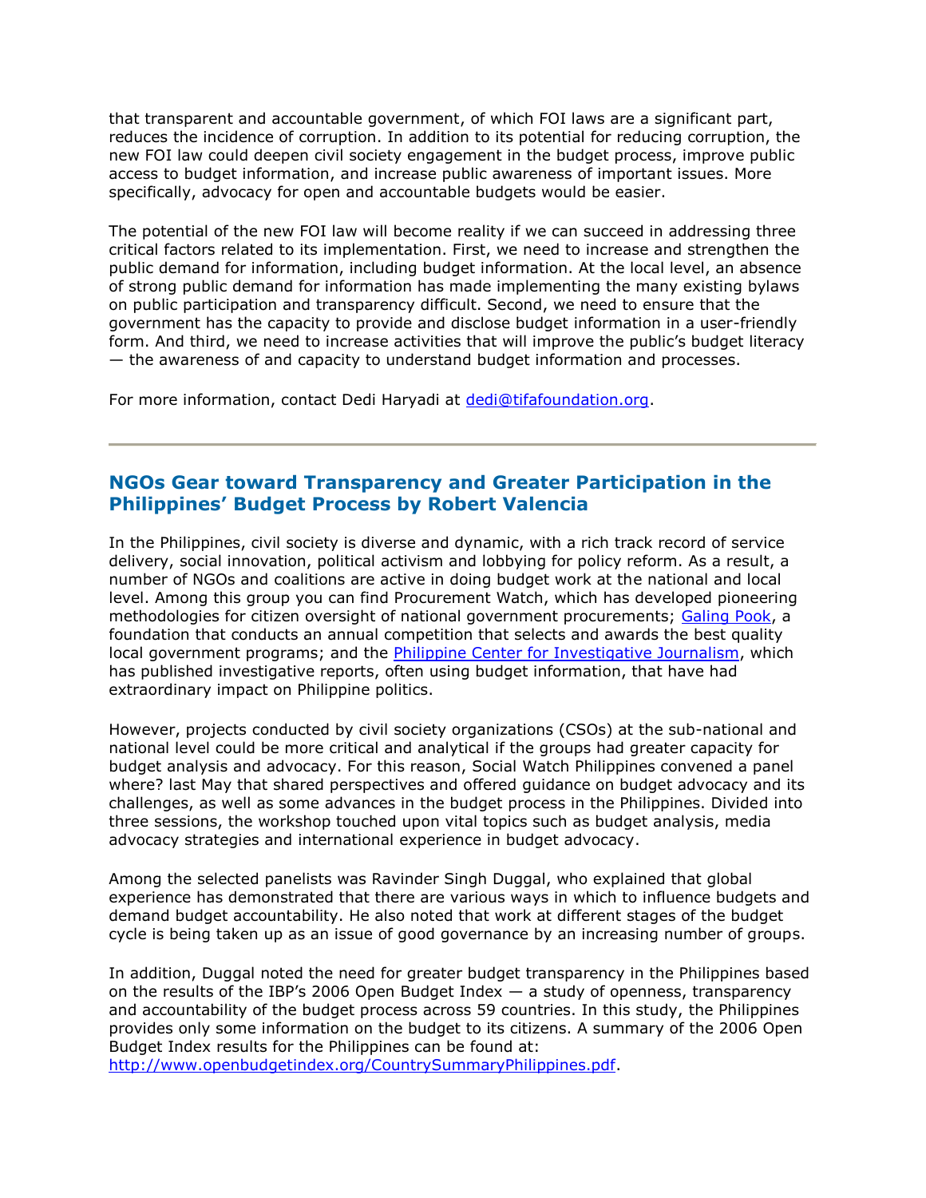that transparent and accountable government, of which FOI laws are a significant part, reduces the incidence of corruption. In addition to its potential for reducing corruption, the new FOI law could deepen civil society engagement in the budget process, improve public access to budget information, and increase public awareness of important issues. More specifically, advocacy for open and accountable budgets would be easier.

The potential of the new FOI law will become reality if we can succeed in addressing three critical factors related to its implementation. First, we need to increase and strengthen the public demand for information, including budget information. At the local level, an absence of strong public demand for information has made implementing the many existing bylaws on public participation and transparency difficult. Second, we need to ensure that the government has the capacity to provide and disclose budget information in a user-friendly form. And third, we need to increase activities that will improve the public's budget literacy — the awareness of and capacity to understand budget information and processes.

For more information, contact Dedi Haryadi at dedi@tifafoundation.org.

---

## NGOs Gear toward Transparency and Greater Participation in the Philippines' Budget Process by Robert Valencia

In the Philippines, civil society is diverse and dynamic, with a rich track record of service delivery, social innovation, political activism and lobbying for policy reform. As a result, a number of NGOs and coalitions are active in doing budget work at the national and local level. Among this group you can find Procurement Watch, which has developed pioneering methodologies for citizen oversight of national government procurements; Galing Pook, a foundation that conducts an annual competition that selects and awards the best quality local government programs; and the Philippine Center for Investigative Journalism, which has published investigative reports, often using budget information, that have had extraordinary impact on Philippine politics.

However, projects conducted by civil society organizations (CSOs) at the sub-national and national level could be more critical and analytical if the groups had greater capacity for budget analysis and advocacy. For this reason, Social Watch Philippines convened a panel where? last May that shared perspectives and offered guidance on budget advocacy and its challenges, as well as some advances in the budget process in the Philippines. Divided into three sessions, the workshop touched upon vital topics such as budget analysis, media advocacy strategies and international experience in budget advocacy.

Among the selected panelists was Ravinder Singh Duggal, who explained that global experience has demonstrated that there are various ways in which to influence budgets and demand budget accountability. He also noted that work at different stages of the budget cycle is being taken up as an issue of good governance by an increasing number of groups.

In addition, Duggal noted the need for greater budget transparency in the Philippines based on the results of the IBP's 2006 Open Budget Index — a study of openness, transparency and accountability of the budget process across 59 countries. In this study, the Philippines provides only some information on the budget to its citizens. A summary of the 2006 Open Budget Index results for the Philippines can be found at: http://www.openbudgetindex.org/CountrySummaryPhilippines.pdf.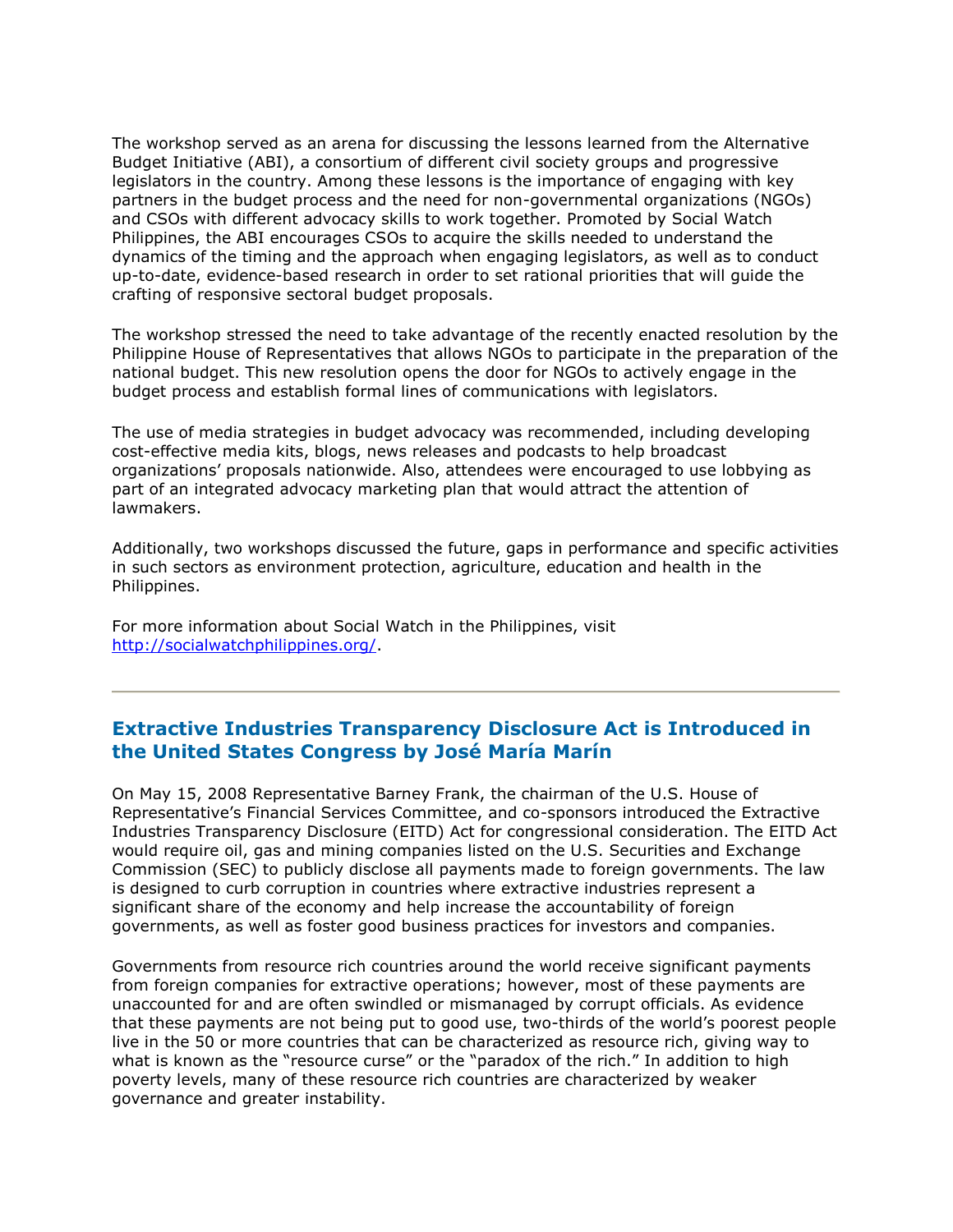The workshop served as an arena for discussing the lessons learned from the Alternative Budget Initiative (ABI), a consortium of different civil society groups and progressive legislators in the country. Among these lessons is the importance of engaging with key partners in the budget process and the need for non-governmental organizations (NGOs) and CSOs with different advocacy skills to work together. Promoted by Social Watch Philippines, the ABI encourages CSOs to acquire the skills needed to understand the dynamics of the timing and the approach when engaging legislators, as well as to conduct up-to-date, evidence-based research in order to set rational priorities that will guide the crafting of responsive sectoral budget proposals.

The workshop stressed the need to take advantage of the recently enacted resolution by the Philippine House of Representatives that allows NGOs to participate in the preparation of the national budget. This new resolution opens the door for NGOs to actively engage in the budget process and establish formal lines of communications with legislators.

The use of media strategies in budget advocacy was recommended, including developing cost-effective media kits, blogs, news releases and podcasts to help broadcast organizations' proposals nationwide. Also, attendees were encouraged to use lobbying as part of an integrated advocacy marketing plan that would attract the attention of lawmakers.

Additionally, two workshops discussed the future, gaps in performance and specific activities in such sectors as environment protection, agriculture, education and health in the Philippines.

For more information about Social Watch in the Philippines, visit http://socialwatchphilippines.org/.

---

## Extractive Industries Transparency Disclosure Act is Introduced in the United States Congress by José María Marín

On May 15, 2008 Representative Barney Frank, the chairman of the U.S. House of Representative's Financial Services Committee, and co-sponsors introduced the Extractive Industries Transparency Disclosure (EITD) Act for congressional consideration. The EITD Act would require oil, gas and mining companies listed on the U.S. Securities and Exchange Commission (SEC) to publicly disclose all payments made to foreign governments. The law is designed to curb corruption in countries where extractive industries represent a significant share of the economy and help increase the accountability of foreign governments, as well as foster good business practices for investors and companies.

Governments from resource rich countries around the world receive significant payments from foreign companies for extractive operations; however, most of these payments are unaccounted for and are often swindled or mismanaged by corrupt officials. As evidence that these payments are not being put to good use, two-thirds of the world's poorest people live in the 50 or more countries that can be characterized as resource rich, giving way to what is known as the "resource curse" or the "paradox of the rich." In addition to high poverty levels, many of these resource rich countries are characterized by weaker governance and greater instability.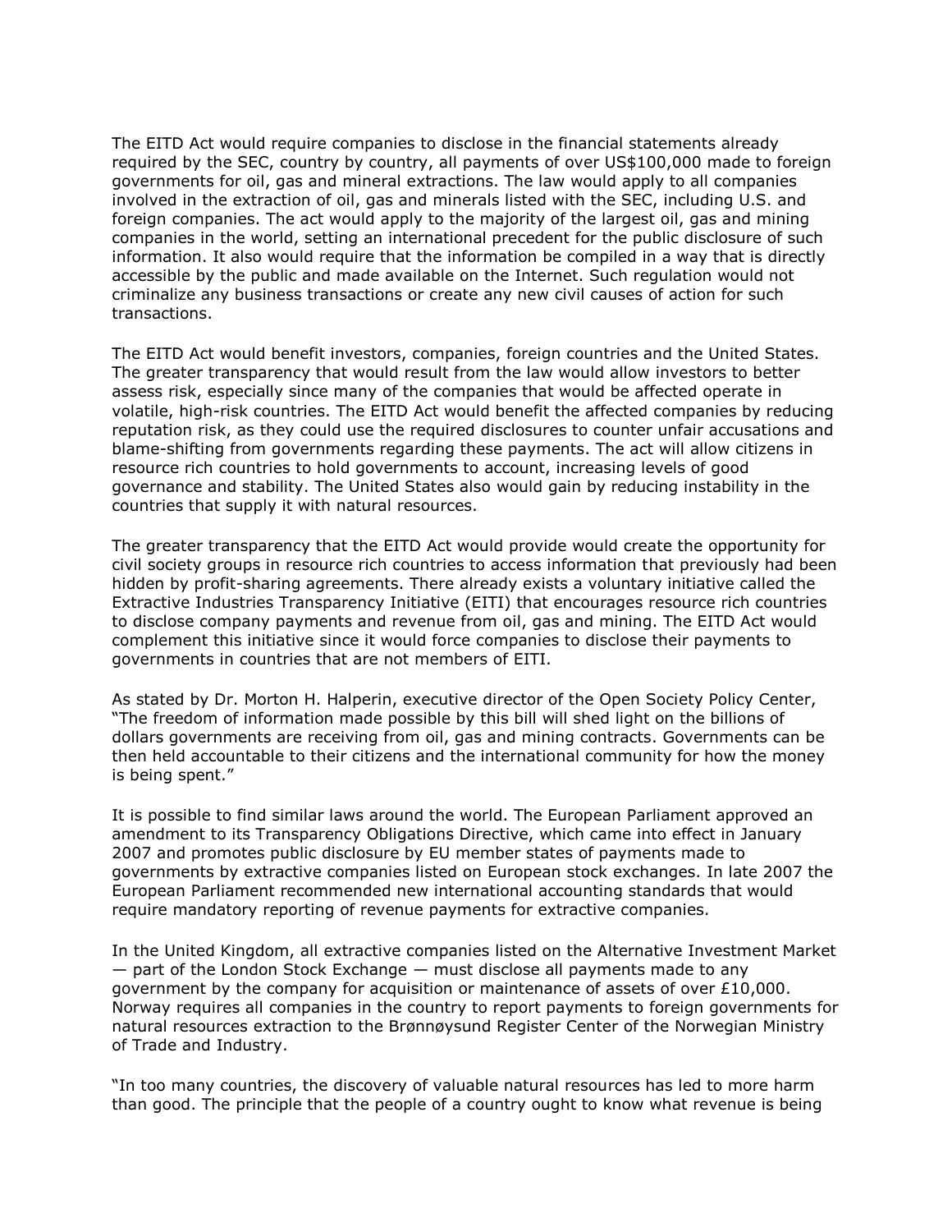The EITD Act would require companies to disclose in the financial statements already required by the SEC, country by country, all payments of over US$100,000 made to foreign governments for oil, gas and mineral extractions. The law would apply to all companies involved in the extraction of oil, gas and minerals listed with the SEC, including U.S. and foreign companies. The act would apply to the majority of the largest oil, gas and mining companies in the world, setting an international precedent for the public disclosure of such information. It also would require that the information be compiled in a way that is directly accessible by the public and made available on the Internet. Such regulation would not criminalize any business transactions or create any new civil causes of action for such transactions.

The EITD Act would benefit investors, companies, foreign countries and the United States. The greater transparency that would result from the law would allow investors to better assess risk, especially since many of the companies that would be affected operate in volatile, high-risk countries. The EITD Act would benefit the affected companies by reducing reputation risk, as they could use the required disclosures to counter unfair accusations and blame-shifting from governments regarding these payments. The act will allow citizens in resource rich countries to hold governments to account, increasing levels of good governance and stability. The United States also would gain by reducing instability in the countries that supply it with natural resources.

The greater transparency that the EITD Act would provide would create the opportunity for civil society groups in resource rich countries to access information that previously had been hidden by profit-sharing agreements. There already exists a voluntary initiative called the Extractive Industries Transparency Initiative (EITI) that encourages resource rich countries to disclose company payments and revenue from oil, gas and mining. The EITD Act would complement this initiative since it would force companies to disclose their payments to governments in countries that are not members of EITI.

As stated by Dr. Morton H. Halperin, executive director of the Open Society Policy Center, "The freedom of information made possible by this bill will shed light on the billions of dollars governments are receiving from oil, gas and mining contracts. Governments can be then held accountable to their citizens and the international community for how the money is being spent."

It is possible to find similar laws around the world. The European Parliament approved an amendment to its Transparency Obligations Directive, which came into effect in January 2007 and promotes public disclosure by EU member states of payments made to governments by extractive companies listed on European stock exchanges. In late 2007 the European Parliament recommended new international accounting standards that would require mandatory reporting of revenue payments for extractive companies.

In the United Kingdom, all extractive companies listed on the Alternative Investment Market — part of the London Stock Exchange — must disclose all payments made to any government by the company for acquisition or maintenance of assets of over £10,000. Norway requires all companies in the country to report payments to foreign governments for natural resources extraction to the Brønnøysund Register Center of the Norwegian Ministry of Trade and Industry.

"In too many countries, the discovery of valuable natural resources has led to more harm than good. The principle that the people of a country ought to know what revenue is being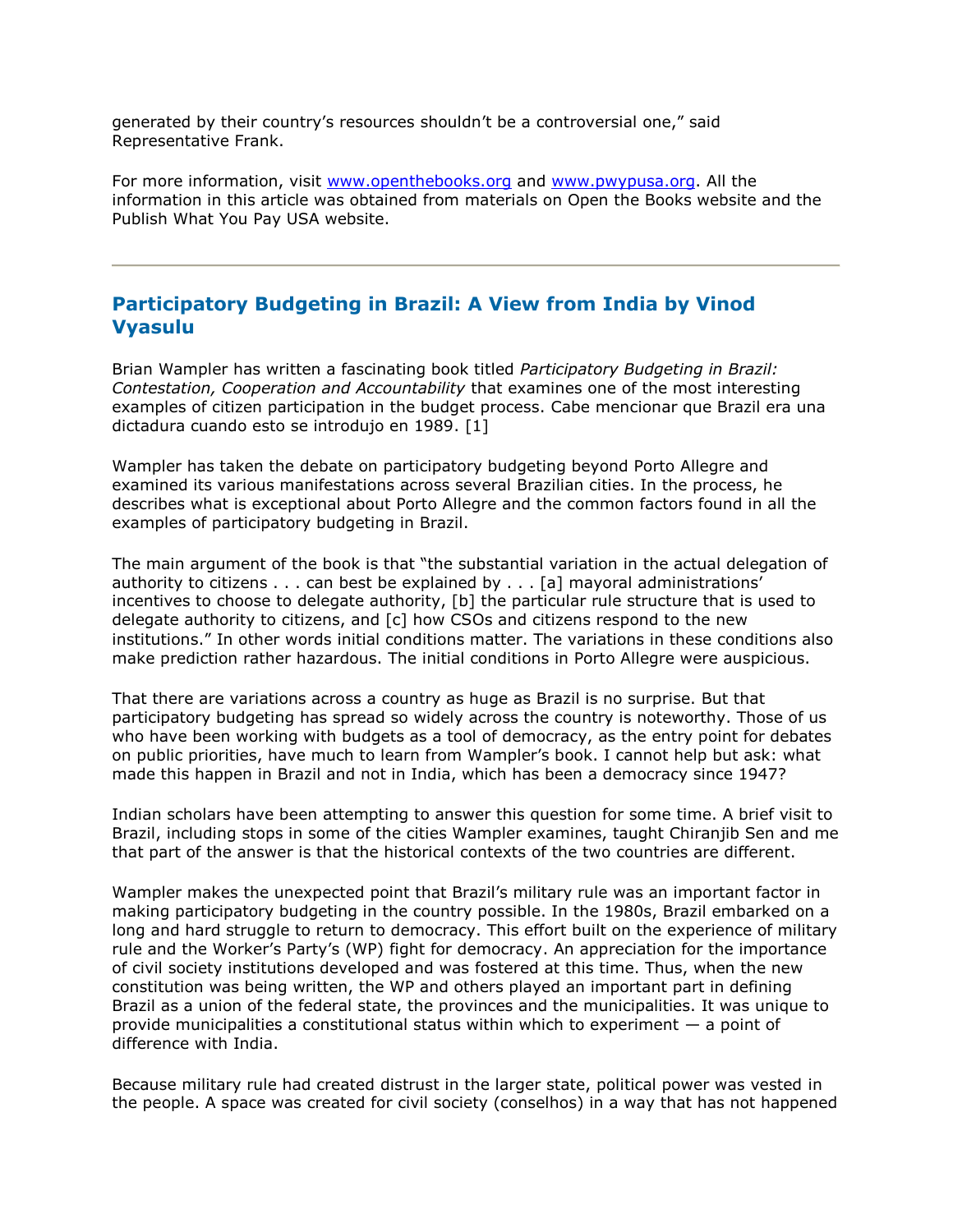generated by their country's resources shouldn't be a controversial one," said Representative Frank.

For more information, visit www.openthebooks.org and www.pwypusa.org. All the information in this article was obtained from materials on Open the Books website and the Publish What You Pay USA website.

---

## Participatory Budgeting in Brazil: A View from India by Vinod Vyasulu

Brian Wampler has written a fascinating book titled *Participatory Budgeting in Brazil: Contestation, Cooperation and Accountability* that examines one of the most interesting examples of citizen participation in the budget process. Cabe mencionar que Brazil era una dictadura cuando esto se introdujo en 1989. [1]

Wampler has taken the debate on participatory budgeting beyond Porto Allegre and examined its various manifestations across several Brazilian cities. In the process, he describes what is exceptional about Porto Allegre and the common factors found in all the examples of participatory budgeting in Brazil.

The main argument of the book is that "the substantial variation in the actual delegation of authority to citizens . . . can best be explained by . . . [a] mayoral administrations' incentives to choose to delegate authority, [b] the particular rule structure that is used to delegate authority to citizens, and [c] how CSOs and citizens respond to the new institutions." In other words initial conditions matter. The variations in these conditions also make prediction rather hazardous. The initial conditions in Porto Allegre were auspicious.

That there are variations across a country as huge as Brazil is no surprise. But that participatory budgeting has spread so widely across the country is noteworthy. Those of us who have been working with budgets as a tool of democracy, as the entry point for debates on public priorities, have much to learn from Wampler's book. I cannot help but ask: what made this happen in Brazil and not in India, which has been a democracy since 1947?

Indian scholars have been attempting to answer this question for some time. A brief visit to Brazil, including stops in some of the cities Wampler examines, taught Chiranjib Sen and me that part of the answer is that the historical contexts of the two countries are different.

Wampler makes the unexpected point that Brazil's military rule was an important factor in making participatory budgeting in the country possible. In the 1980s, Brazil embarked on a long and hard struggle to return to democracy. This effort built on the experience of military rule and the Worker's Party's (WP) fight for democracy. An appreciation for the importance of civil society institutions developed and was fostered at this time. Thus, when the new constitution was being written, the WP and others played an important part in defining Brazil as a union of the federal state, the provinces and the municipalities. It was unique to provide municipalities a constitutional status within which to experiment — a point of difference with India.

Because military rule had created distrust in the larger state, political power was vested in the people. A space was created for civil society (conselhos) in a way that has not happened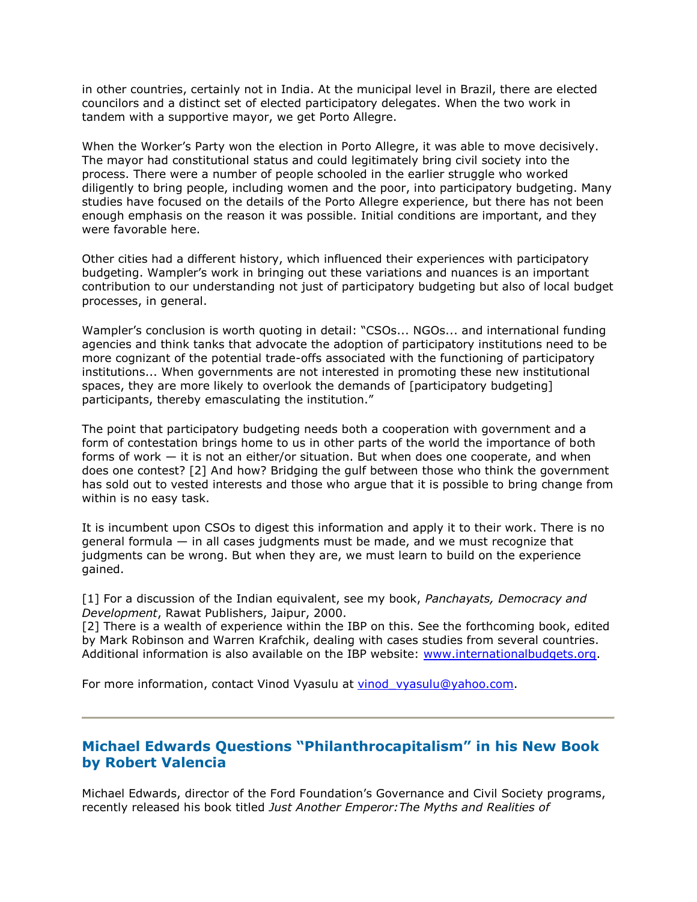in other countries, certainly not in India. At the municipal level in Brazil, there are elected councilors and a distinct set of elected participatory delegates. When the two work in tandem with a supportive mayor, we get Porto Allegre.

When the Worker's Party won the election in Porto Allegre, it was able to move decisively. The mayor had constitutional status and could legitimately bring civil society into the process. There were a number of people schooled in the earlier struggle who worked diligently to bring people, including women and the poor, into participatory budgeting. Many studies have focused on the details of the Porto Allegre experience, but there has not been enough emphasis on the reason it was possible. Initial conditions are important, and they were favorable here.

Other cities had a different history, which influenced their experiences with participatory budgeting. Wampler's work in bringing out these variations and nuances is an important contribution to our understanding not just of participatory budgeting but also of local budget processes, in general.

Wampler's conclusion is worth quoting in detail: "CSOs... NGOs... and international funding agencies and think tanks that advocate the adoption of participatory institutions need to be more cognizant of the potential trade-offs associated with the functioning of participatory institutions... When governments are not interested in promoting these new institutional spaces, they are more likely to overlook the demands of [participatory budgeting] participants, thereby emasculating the institution."

The point that participatory budgeting needs both a cooperation with government and a form of contestation brings home to us in other parts of the world the importance of both forms of work — it is not an either/or situation. But when does one cooperate, and when does one contest? [2] And how? Bridging the gulf between those who think the government has sold out to vested interests and those who argue that it is possible to bring change from within is no easy task.

It is incumbent upon CSOs to digest this information and apply it to their work. There is no general formula — in all cases judgments must be made, and we must recognize that judgments can be wrong. But when they are, we must learn to build on the experience gained.

[1] For a discussion of the Indian equivalent, see my book, *Panchayats, Democracy and Development*, Rawat Publishers, Jaipur, 2000.
[2] There is a wealth of experience within the IBP on this. See the forthcoming book, edited by Mark Robinson and Warren Krafchik, dealing with cases studies from several countries. Additional information is also available on the IBP website: [www.internationalbudgets.org](http://www.internationalbudgets.org).

For more information, contact Vinod Vyasulu at [vinod_vyasulu@yahoo.com](mailto:vinod_vyasulu@yahoo.com).

---

## Michael Edwards Questions "Philanthrocapitalism" in his New Book by Robert Valencia

Michael Edwards, director of the Ford Foundation's Governance and Civil Society programs, recently released his book titled *Just Another Emperor: The Myths and Realities of*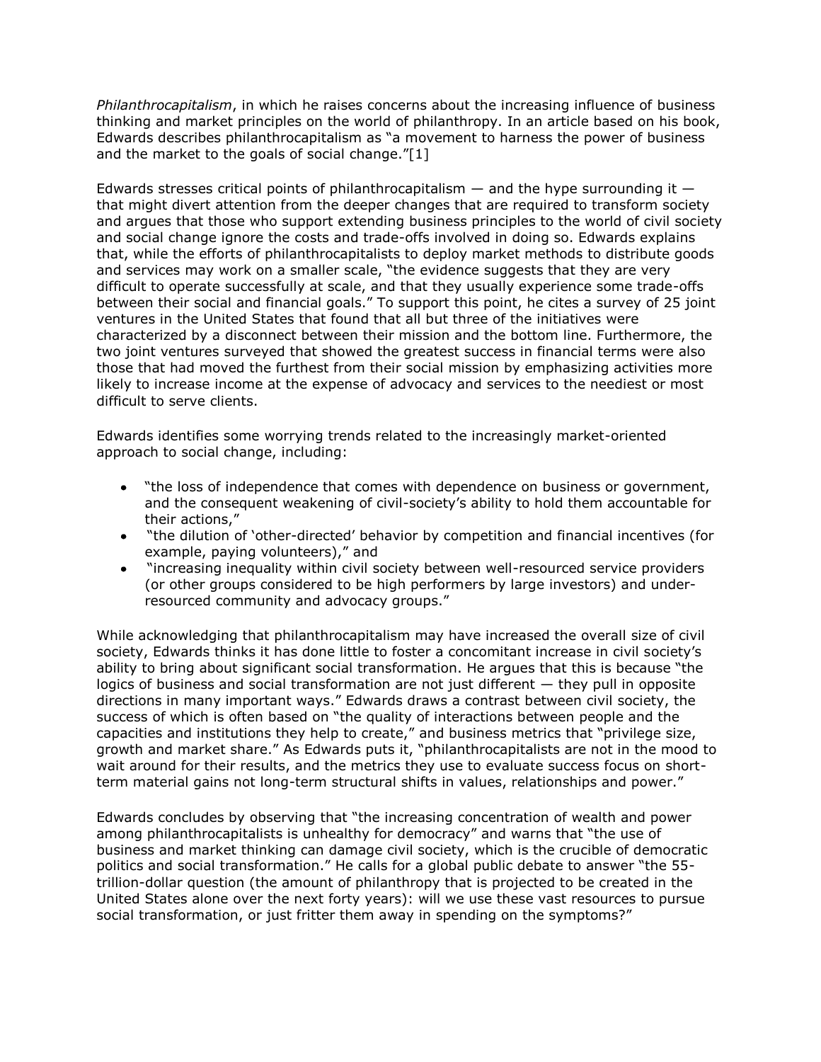*Philanthrocapitalism*, in which he raises concerns about the increasing influence of business thinking and market principles on the world of philanthropy. In an article based on his book, Edwards describes philanthrocapitalism as "a movement to harness the power of business and the market to the goals of social change."[1]

Edwards stresses critical points of philanthrocapitalism — and the hype surrounding it — that might divert attention from the deeper changes that are required to transform society and argues that those who support extending business principles to the world of civil society and social change ignore the costs and trade-offs involved in doing so. Edwards explains that, while the efforts of philanthrocapitalists to deploy market methods to distribute goods and services may work on a smaller scale, "the evidence suggests that they are very difficult to operate successfully at scale, and that they usually experience some trade-offs between their social and financial goals." To support this point, he cites a survey of 25 joint ventures in the United States that found that all but three of the initiatives were characterized by a disconnect between their mission and the bottom line. Furthermore, the two joint ventures surveyed that showed the greatest success in financial terms were also those that had moved the furthest from their social mission by emphasizing activities more likely to increase income at the expense of advocacy and services to the neediest or most difficult to serve clients.

Edwards identifies some worrying trends related to the increasingly market-oriented approach to social change, including:

- "the loss of independence that comes with dependence on business or government, and the consequent weakening of civil-society's ability to hold them accountable for their actions,"
- "the dilution of 'other-directed' behavior by competition and financial incentives (for example, paying volunteers)," and
- "increasing inequality within civil society between well-resourced service providers (or other groups considered to be high performers by large investors) and under-resourced community and advocacy groups."

While acknowledging that philanthrocapitalism may have increased the overall size of civil society, Edwards thinks it has done little to foster a concomitant increase in civil society's ability to bring about significant social transformation. He argues that this is because "the logics of business and social transformation are not just different — they pull in opposite directions in many important ways." Edwards draws a contrast between civil society, the success of which is often based on "the quality of interactions between people and the capacities and institutions they help to create," and business metrics that "privilege size, growth and market share." As Edwards puts it, "philanthrocapitalists are not in the mood to wait around for their results, and the metrics they use to evaluate success focus on short-term material gains not long-term structural shifts in values, relationships and power."

Edwards concludes by observing that "the increasing concentration of wealth and power among philanthrocapitalists is unhealthy for democracy" and warns that "the use of business and market thinking can damage civil society, which is the crucible of democratic politics and social transformation." He calls for a global public debate to answer "the 55-trillion-dollar question (the amount of philanthropy that is projected to be created in the United States alone over the next forty years): will we use these vast resources to pursue social transformation, or just fritter them away in spending on the symptoms?"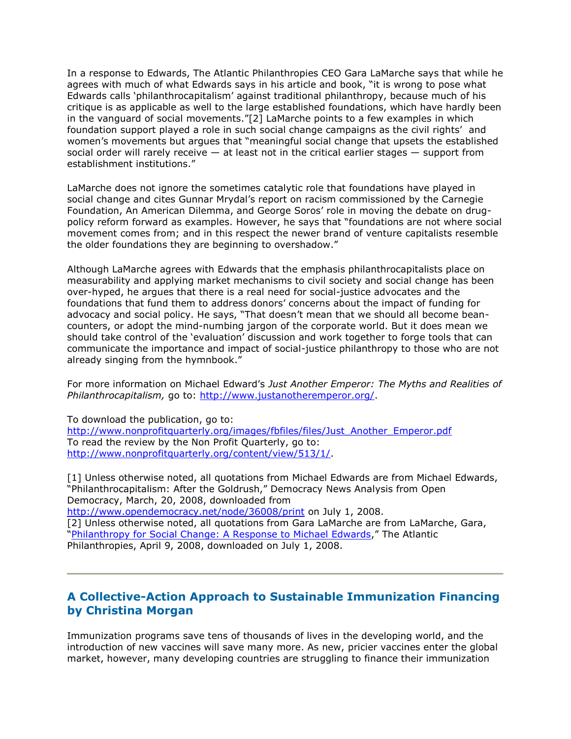In a response to Edwards, The Atlantic Philanthropies CEO Gara LaMarche says that while he agrees with much of what Edwards says in his article and book, "it is wrong to pose what Edwards calls 'philanthrocapitalism' against traditional philanthropy, because much of his critique is as applicable as well to the large established foundations, which have hardly been in the vanguard of social movements."[2] LaMarche points to a few examples in which foundation support played a role in such social change campaigns as the civil rights' and women's movements but argues that "meaningful social change that upsets the established social order will rarely receive — at least not in the critical earlier stages — support from establishment institutions."

LaMarche does not ignore the sometimes catalytic role that foundations have played in social change and cites Gunnar Mrydal's report on racism commissioned by the Carnegie Foundation, An American Dilemma, and George Soros' role in moving the debate on drug-policy reform forward as examples. However, he says that "foundations are not where social movement comes from; and in this respect the newer brand of venture capitalists resemble the older foundations they are beginning to overshadow."

Although LaMarche agrees with Edwards that the emphasis philanthrocapitalists place on measurability and applying market mechanisms to civil society and social change has been over-hyped, he argues that there is a real need for social-justice advocates and the foundations that fund them to address donors' concerns about the impact of funding for advocacy and social policy. He says, "That doesn't mean that we should all become bean-counters, or adopt the mind-numbing jargon of the corporate world. But it does mean we should take control of the 'evaluation' discussion and work together to forge tools that can communicate the importance and impact of social-justice philanthropy to those who are not already singing from the hymnbook."

For more information on Michael Edward's *Just Another Emperor: The Myths and Realities of Philanthrocapitalism,* go to: [http://www.justanotheremperor.org/](http://www.justanotheremperor.org/).

To download the publication, go to:
[http://www.nonprofitquarterly.org/images/fbfiles/files/Just_Another_Emperor.pdf](http://www.nonprofitquarterly.org/images/fbfiles/files/Just_Another_Emperor.pdf)
To read the review by the Non Profit Quarterly, go to:
[http://www.nonprofitquarterly.org/content/view/513/1/](http://www.nonprofitquarterly.org/content/view/513/1/).

[1] Unless otherwise noted, all quotations from Michael Edwards are from Michael Edwards, "Philanthrocapitalism: After the Goldrush," Democracy News Analysis from Open Democracy, March, 20, 2008, downloaded from [http://www.opendemocracy.net/node/36008/print](http://www.opendemocracy.net/node/36008/print) on July 1, 2008.
[2] Unless otherwise noted, all quotations from Gara LaMarche are from LaMarche, Gara, "Philanthropy for Social Change: A Response to Michael Edwards," The Atlantic Philanthropies, April 9, 2008, downloaded on July 1, 2008.

---

## A Collective-Action Approach to Sustainable Immunization Financing by Christina Morgan

Immunization programs save tens of thousands of lives in the developing world, and the introduction of new vaccines will save many more. As new, pricier vaccines enter the global market, however, many developing countries are struggling to finance their immunization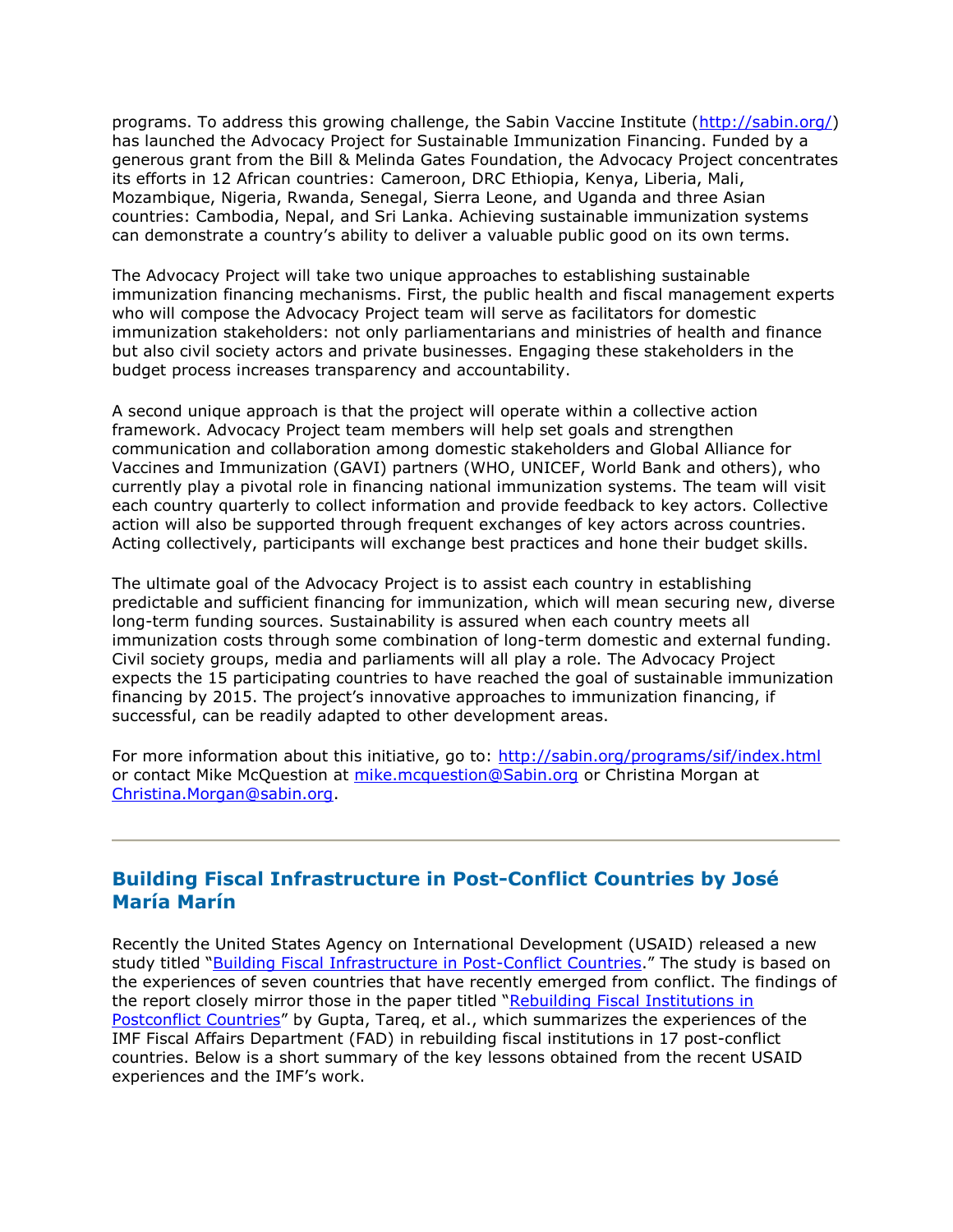programs. To address this growing challenge, the Sabin Vaccine Institute (http://sabin.org/) has launched the Advocacy Project for Sustainable Immunization Financing. Funded by a generous grant from the Bill & Melinda Gates Foundation, the Advocacy Project concentrates its efforts in 12 African countries: Cameroon, DRC Ethiopia, Kenya, Liberia, Mali, Mozambique, Nigeria, Rwanda, Senegal, Sierra Leone, and Uganda and three Asian countries: Cambodia, Nepal, and Sri Lanka. Achieving sustainable immunization systems can demonstrate a country's ability to deliver a valuable public good on its own terms.

The Advocacy Project will take two unique approaches to establishing sustainable immunization financing mechanisms. First, the public health and fiscal management experts who will compose the Advocacy Project team will serve as facilitators for domestic immunization stakeholders: not only parliamentarians and ministries of health and finance but also civil society actors and private businesses. Engaging these stakeholders in the budget process increases transparency and accountability.

A second unique approach is that the project will operate within a collective action framework. Advocacy Project team members will help set goals and strengthen communication and collaboration among domestic stakeholders and Global Alliance for Vaccines and Immunization (GAVI) partners (WHO, UNICEF, World Bank and others), who currently play a pivotal role in financing national immunization systems. The team will visit each country quarterly to collect information and provide feedback to key actors. Collective action will also be supported through frequent exchanges of key actors across countries. Acting collectively, participants will exchange best practices and hone their budget skills.

The ultimate goal of the Advocacy Project is to assist each country in establishing predictable and sufficient financing for immunization, which will mean securing new, diverse long-term funding sources. Sustainability is assured when each country meets all immunization costs through some combination of long-term domestic and external funding. Civil society groups, media and parliaments will all play a role. The Advocacy Project expects the 15 participating countries to have reached the goal of sustainable immunization financing by 2015. The project's innovative approaches to immunization financing, if successful, can be readily adapted to other development areas.

For more information about this initiative, go to: http://sabin.org/programs/sif/index.html or contact Mike McQuestion at mike.mcquestion@Sabin.org or Christina Morgan at Christina.Morgan@sabin.org.

---

## Building Fiscal Infrastructure in Post-Conflict Countries by José María Marín

Recently the United States Agency on International Development (USAID) released a new study titled "Building Fiscal Infrastructure in Post-Conflict Countries." The study is based on the experiences of seven countries that have recently emerged from conflict. The findings of the report closely mirror those in the paper titled "Rebuilding Fiscal Institutions in Postconflict Countries" by Gupta, Tareq, et al., which summarizes the experiences of the IMF Fiscal Affairs Department (FAD) in rebuilding fiscal institutions in 17 post-conflict countries. Below is a short summary of the key lessons obtained from the recent USAID experiences and the IMF's work.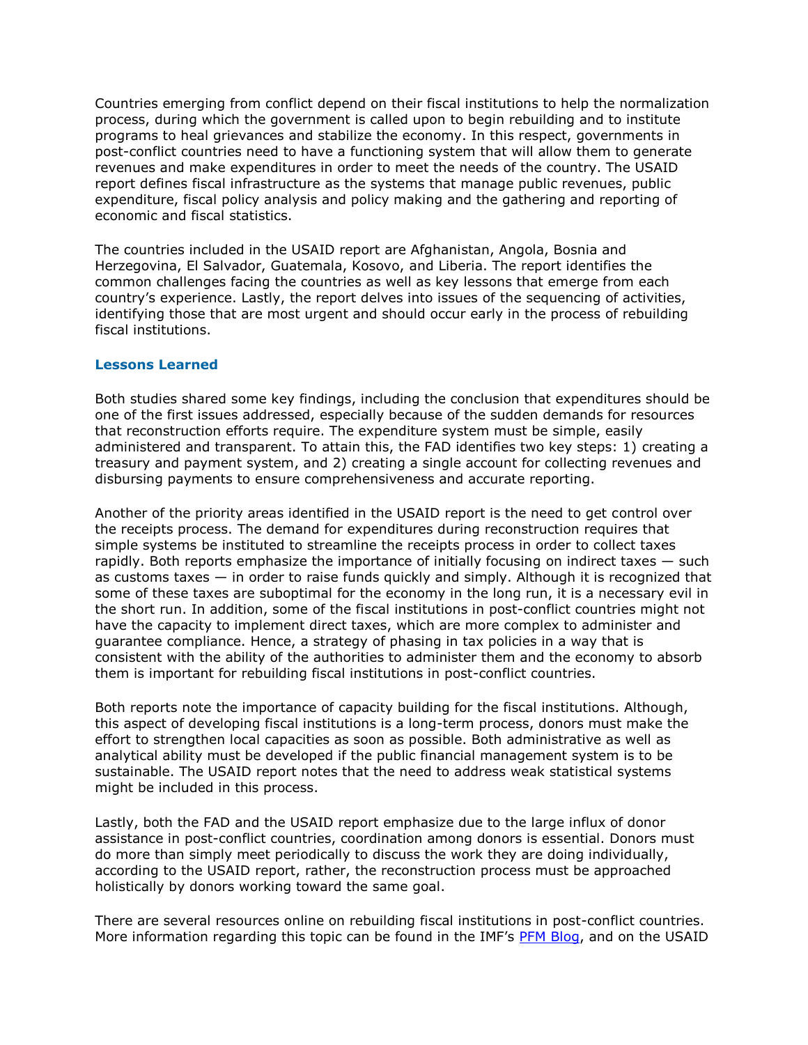Countries emerging from conflict depend on their fiscal institutions to help the normalization process, during which the government is called upon to begin rebuilding and to institute programs to heal grievances and stabilize the economy. In this respect, governments in post-conflict countries need to have a functioning system that will allow them to generate revenues and make expenditures in order to meet the needs of the country. The USAID report defines fiscal infrastructure as the systems that manage public revenues, public expenditure, fiscal policy analysis and policy making and the gathering and reporting of economic and fiscal statistics.

The countries included in the USAID report are Afghanistan, Angola, Bosnia and Herzegovina, El Salvador, Guatemala, Kosovo, and Liberia. The report identifies the common challenges facing the countries as well as key lessons that emerge from each country's experience. Lastly, the report delves into issues of the sequencing of activities, identifying those that are most urgent and should occur early in the process of rebuilding fiscal institutions.

### Lessons Learned

Both studies shared some key findings, including the conclusion that expenditures should be one of the first issues addressed, especially because of the sudden demands for resources that reconstruction efforts require. The expenditure system must be simple, easily administered and transparent. To attain this, the FAD identifies two key steps: 1) creating a treasury and payment system, and 2) creating a single account for collecting revenues and disbursing payments to ensure comprehensiveness and accurate reporting.

Another of the priority areas identified in the USAID report is the need to get control over the receipts process. The demand for expenditures during reconstruction requires that simple systems be instituted to streamline the receipts process in order to collect taxes rapidly. Both reports emphasize the importance of initially focusing on indirect taxes — such as customs taxes — in order to raise funds quickly and simply. Although it is recognized that some of these taxes are suboptimal for the economy in the long run, it is a necessary evil in the short run. In addition, some of the fiscal institutions in post-conflict countries might not have the capacity to implement direct taxes, which are more complex to administer and guarantee compliance. Hence, a strategy of phasing in tax policies in a way that is consistent with the ability of the authorities to administer them and the economy to absorb them is important for rebuilding fiscal institutions in post-conflict countries.

Both reports note the importance of capacity building for the fiscal institutions. Although, this aspect of developing fiscal institutions is a long-term process, donors must make the effort to strengthen local capacities as soon as possible. Both administrative as well as analytical ability must be developed if the public financial management system is to be sustainable. The USAID report notes that the need to address weak statistical systems might be included in this process.

Lastly, both the FAD and the USAID report emphasize due to the large influx of donor assistance in post-conflict countries, coordination among donors is essential. Donors must do more than simply meet periodically to discuss the work they are doing individually, according to the USAID report, rather, the reconstruction process must be approached holistically by donors working toward the same goal.

There are several resources online on rebuilding fiscal institutions in post-conflict countries. More information regarding this topic can be found in the IMF's PFM Blog, and on the USAID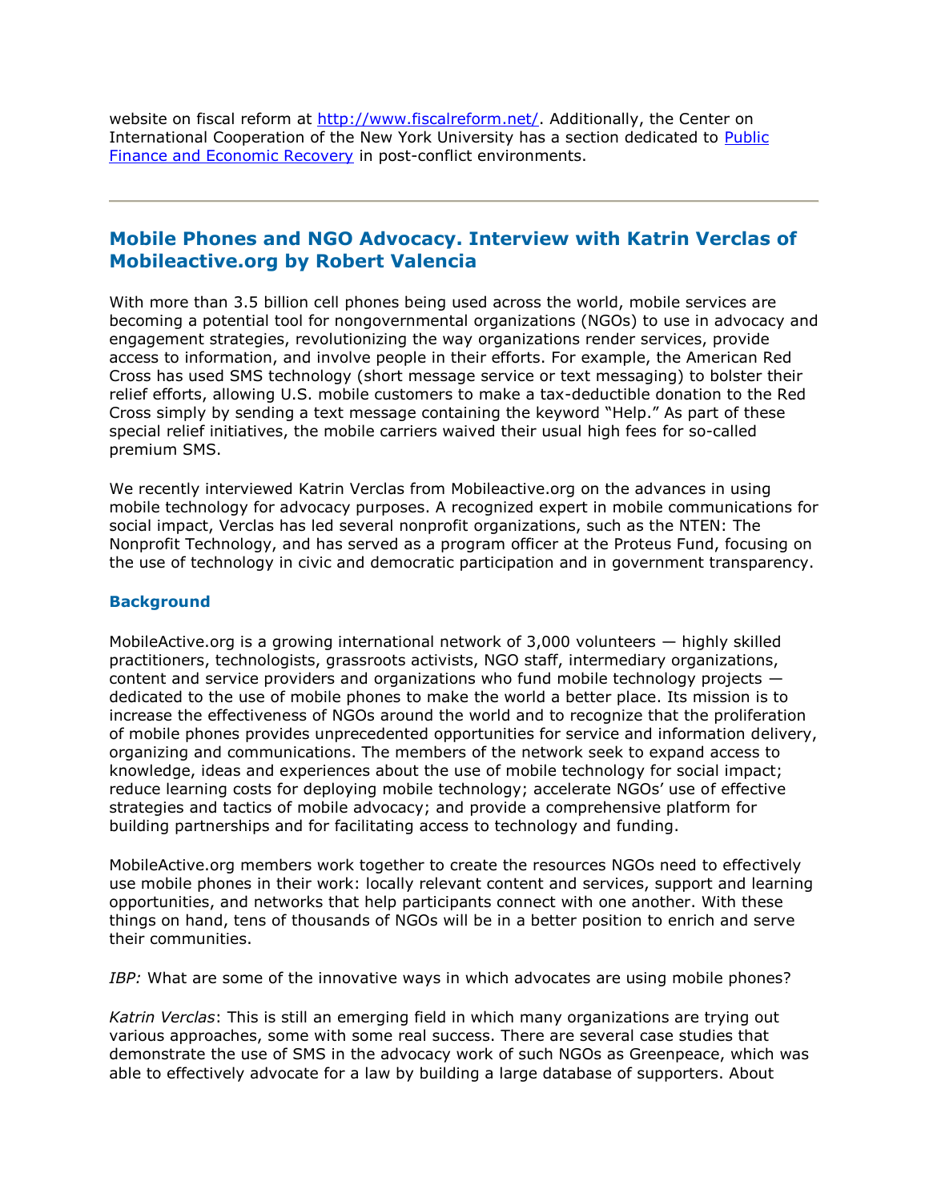website on fiscal reform at [http://www.fiscalreform.net/](http://www.fiscalreform.net/). Additionally, the Center on International Cooperation of the New York University has a section dedicated to Public Finance and Economic Recovery in post-conflict environments.

---

## Mobile Phones and NGO Advocacy. Interview with Katrin Verclas of Mobileactive.org by Robert Valencia

With more than 3.5 billion cell phones being used across the world, mobile services are becoming a potential tool for nongovernmental organizations (NGOs) to use in advocacy and engagement strategies, revolutionizing the way organizations render services, provide access to information, and involve people in their efforts. For example, the American Red Cross has used SMS technology (short message service or text messaging) to bolster their relief efforts, allowing U.S. mobile customers to make a tax-deductible donation to the Red Cross simply by sending a text message containing the keyword "Help." As part of these special relief initiatives, the mobile carriers waived their usual high fees for so-called premium SMS.

We recently interviewed Katrin Verclas from Mobileactive.org on the advances in using mobile technology for advocacy purposes. A recognized expert in mobile communications for social impact, Verclas has led several nonprofit organizations, such as the NTEN: The Nonprofit Technology, and has served as a program officer at the Proteus Fund, focusing on the use of technology in civic and democratic participation and in government transparency.

### Background

MobileActive.org is a growing international network of 3,000 volunteers — highly skilled practitioners, technologists, grassroots activists, NGO staff, intermediary organizations, content and service providers and organizations who fund mobile technology projects — dedicated to the use of mobile phones to make the world a better place. Its mission is to increase the effectiveness of NGOs around the world and to recognize that the proliferation of mobile phones provides unprecedented opportunities for service and information delivery, organizing and communications. The members of the network seek to expand access to knowledge, ideas and experiences about the use of mobile technology for social impact; reduce learning costs for deploying mobile technology; accelerate NGOs' use of effective strategies and tactics of mobile advocacy; and provide a comprehensive platform for building partnerships and for facilitating access to technology and funding.

MobileActive.org members work together to create the resources NGOs need to effectively use mobile phones in their work: locally relevant content and services, support and learning opportunities, and networks that help participants connect with one another. With these things on hand, tens of thousands of NGOs will be in a better position to enrich and serve their communities.

*IBP:* What are some of the innovative ways in which advocates are using mobile phones?

*Katrin Verclas*: This is still an emerging field in which many organizations are trying out various approaches, some with some real success. There are several case studies that demonstrate the use of SMS in the advocacy work of such NGOs as Greenpeace, which was able to effectively advocate for a law by building a large database of supporters. About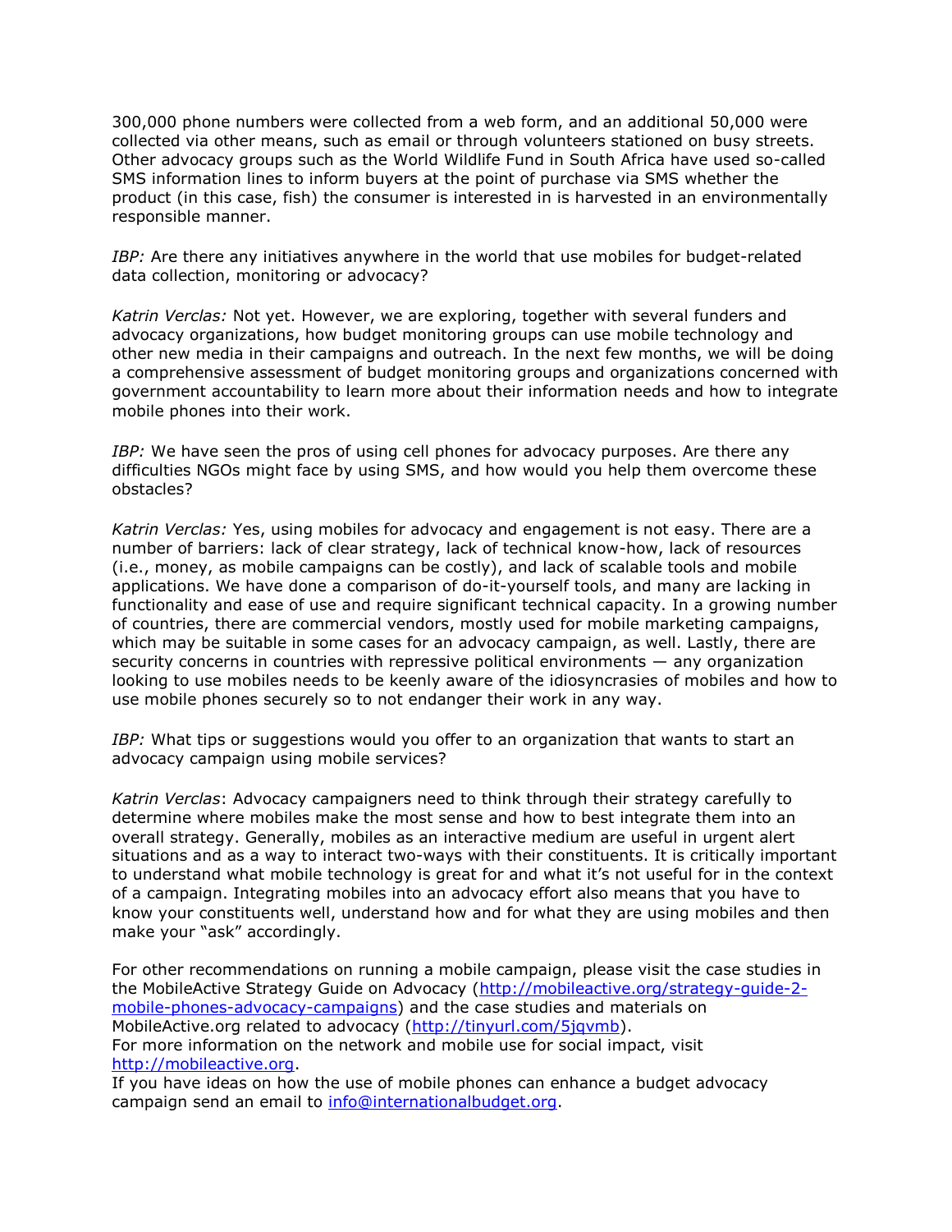300,000 phone numbers were collected from a web form, and an additional 50,000 were collected via other means, such as email or through volunteers stationed on busy streets. Other advocacy groups such as the World Wildlife Fund in South Africa have used so-called SMS information lines to inform buyers at the point of purchase via SMS whether the product (in this case, fish) the consumer is interested in is harvested in an environmentally responsible manner.

*IBP:* Are there any initiatives anywhere in the world that use mobiles for budget-related data collection, monitoring or advocacy?

*Katrin Verclas:* Not yet. However, we are exploring, together with several funders and advocacy organizations, how budget monitoring groups can use mobile technology and other new media in their campaigns and outreach. In the next few months, we will be doing a comprehensive assessment of budget monitoring groups and organizations concerned with government accountability to learn more about their information needs and how to integrate mobile phones into their work.

*IBP:* We have seen the pros of using cell phones for advocacy purposes. Are there any difficulties NGOs might face by using SMS, and how would you help them overcome these obstacles?

*Katrin Verclas:* Yes, using mobiles for advocacy and engagement is not easy. There are a number of barriers: lack of clear strategy, lack of technical know-how, lack of resources (i.e., money, as mobile campaigns can be costly), and lack of scalable tools and mobile applications. We have done a comparison of do-it-yourself tools, and many are lacking in functionality and ease of use and require significant technical capacity. In a growing number of countries, there are commercial vendors, mostly used for mobile marketing campaigns, which may be suitable in some cases for an advocacy campaign, as well. Lastly, there are security concerns in countries with repressive political environments — any organization looking to use mobiles needs to be keenly aware of the idiosyncrasies of mobiles and how to use mobile phones securely so to not endanger their work in any way.

*IBP:* What tips or suggestions would you offer to an organization that wants to start an advocacy campaign using mobile services?

*Katrin Verclas*: Advocacy campaigners need to think through their strategy carefully to determine where mobiles make the most sense and how to best integrate them into an overall strategy. Generally, mobiles as an interactive medium are useful in urgent alert situations and as a way to interact two-ways with their constituents. It is critically important to understand what mobile technology is great for and what it's not useful for in the context of a campaign. Integrating mobiles into an advocacy effort also means that you have to know your constituents well, understand how and for what they are using mobiles and then make your "ask" accordingly.

For other recommendations on running a mobile campaign, please visit the case studies in the MobileActive Strategy Guide on Advocacy (http://mobileactive.org/strategy-guide-2-mobile-phones-advocacy-campaigns) and the case studies and materials on MobileActive.org related to advocacy (http://tinyurl.com/5jqvmb).
For more information on the network and mobile use for social impact, visit http://mobileactive.org.
If you have ideas on how the use of mobile phones can enhance a budget advocacy campaign send an email to info@internationalbudget.org.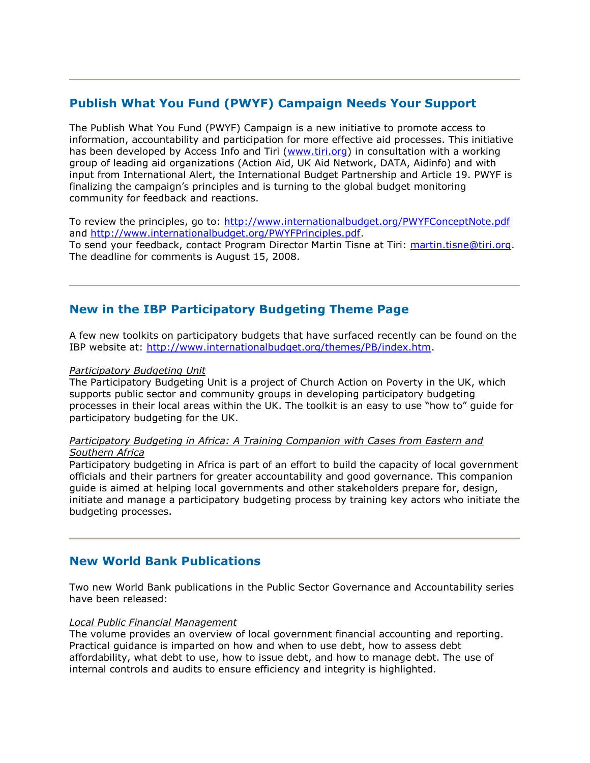---

## Publish What You Fund (PWYF) Campaign Needs Your Support

The Publish What You Fund (PWYF) Campaign is a new initiative to promote access to information, accountability and participation for more effective aid processes. This initiative has been developed by Access Info and Tiri (www.tiri.org) in consultation with a working group of leading aid organizations (Action Aid, UK Aid Network, DATA, Aidinfo) and with input from International Alert, the International Budget Partnership and Article 19. PWYF is finalizing the campaign's principles and is turning to the global budget monitoring community for feedback and reactions.

To review the principles, go to: http://www.internationalbudget.org/PWYFConceptNote.pdf and http://www.internationalbudget.org/PWYFPrinciples.pdf.
To send your feedback, contact Program Director Martin Tisne at Tiri: martin.tisne@tiri.org. The deadline for comments is August 15, 2008.

---

## New in the IBP Participatory Budgeting Theme Page

A few new toolkits on participatory budgets that have surfaced recently can be found on the IBP website at: http://www.internationalbudget.org/themes/PB/index.htm.

*Participatory Budgeting Unit*
The Participatory Budgeting Unit is a project of Church Action on Poverty in the UK, which supports public sector and community groups in developing participatory budgeting processes in their local areas within the UK. The toolkit is an easy to use "how to" guide for participatory budgeting for the UK.

*Participatory Budgeting in Africa: A Training Companion with Cases from Eastern and Southern Africa*
Participatory budgeting in Africa is part of an effort to build the capacity of local government officials and their partners for greater accountability and good governance. This companion guide is aimed at helping local governments and other stakeholders prepare for, design, initiate and manage a participatory budgeting process by training key actors who initiate the budgeting processes.

---

## New World Bank Publications

Two new World Bank publications in the Public Sector Governance and Accountability series have been released:

*Local Public Financial Management*
The volume provides an overview of local government financial accounting and reporting. Practical guidance is imparted on how and when to use debt, how to assess debt affordability, what debt to use, how to issue debt, and how to manage debt. The use of internal controls and audits to ensure efficiency and integrity is highlighted.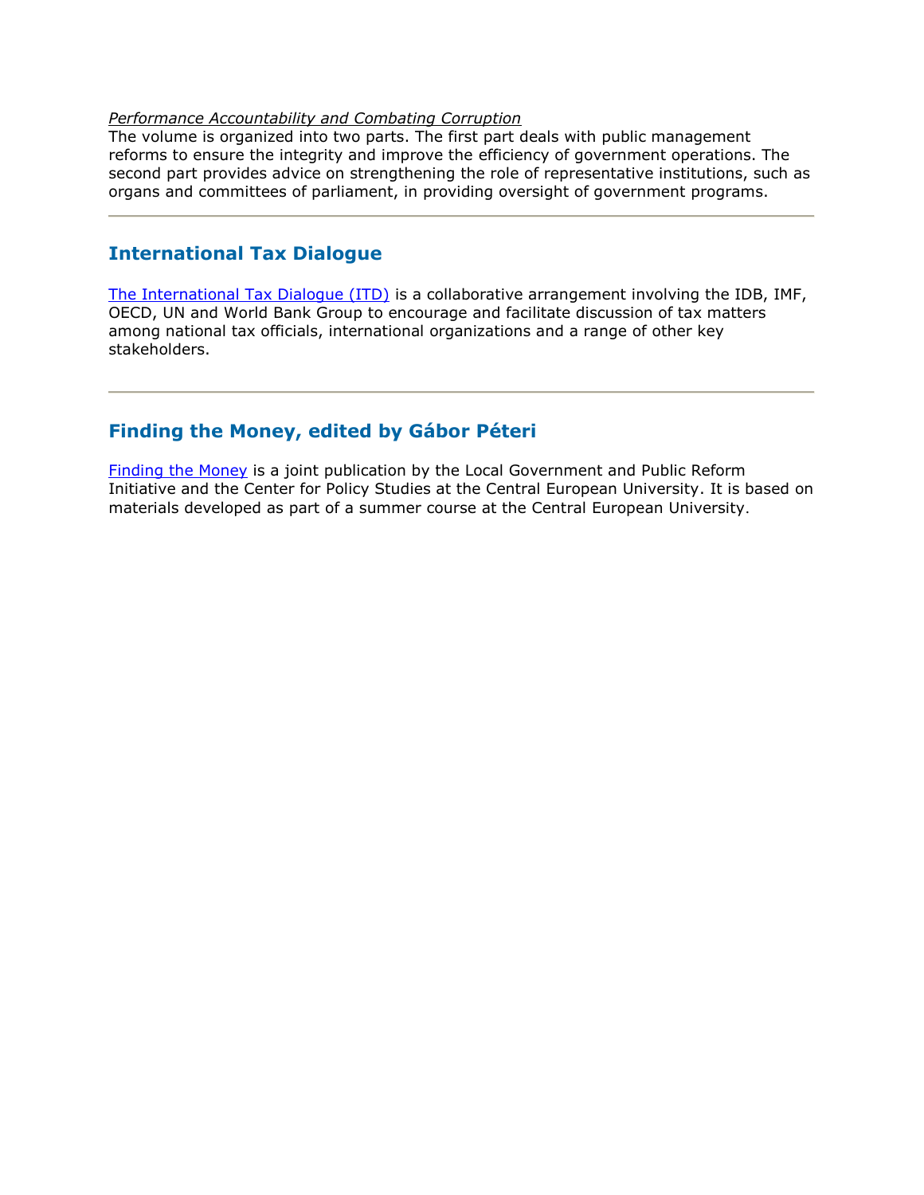*Performance Accountability and Combating Corruption*
The volume is organized into two parts. The first part deals with public management reforms to ensure the integrity and improve the efficiency of government operations. The second part provides advice on strengthening the role of representative institutions, such as organs and committees of parliament, in providing oversight of government programs.

---

## International Tax Dialogue

The International Tax Dialogue (ITD) is a collaborative arrangement involving the IDB, IMF, OECD, UN and World Bank Group to encourage and facilitate discussion of tax matters among national tax officials, international organizations and a range of other key stakeholders.

---

## Finding the Money, edited by Gábor Péteri

Finding the Money is a joint publication by the Local Government and Public Reform Initiative and the Center for Policy Studies at the Central European University. It is based on materials developed as part of a summer course at the Central European University.